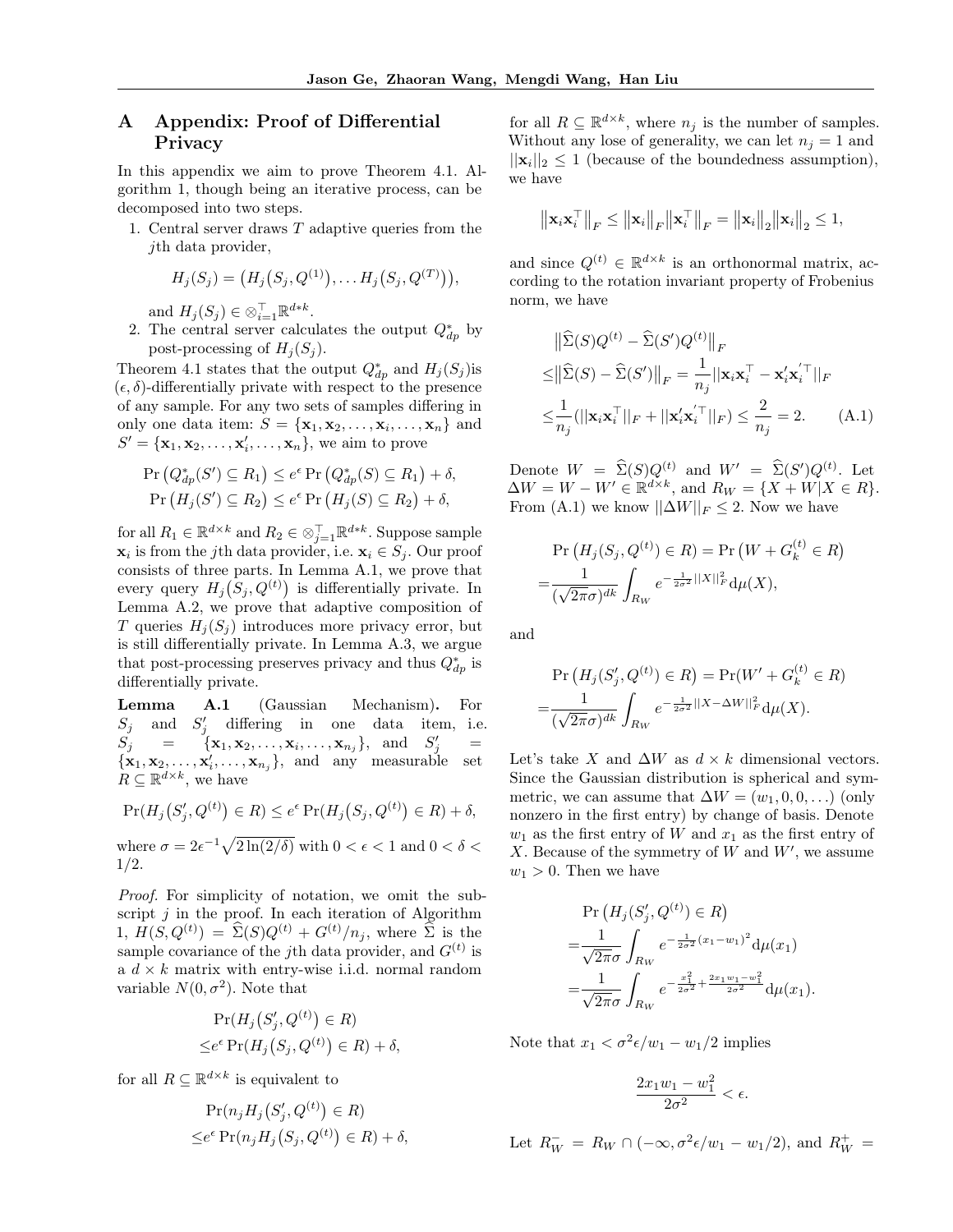# A Appendix: Proof of Differential Privacy

In this appendix we aim to prove Theorem 4.1. Algorithm 1, though being an iterative process, can be decomposed into two steps.

1. Central server draws $T$ adaptive queries from the $j$th data provider,

$$H_j(S_j) = \big(H_j\big(S_j, Q^{(1)}\big), \dots H_j\big(S_j, Q^{(T)}\big)\big),$$

and $H_j(S_j) \in \otimes_{i=1}^{\top} \mathbb{R}^{d*k}$.

2. The central server calculates the output $Q^*_{dp}$ by post-processing of $H_j(S_j)$.

Theorem 4.1 states that the output $Q^*_{dp}$ and $H_j(S_j)$is $(\epsilon, \delta)$-differentially private with respect to the presence of any sample. For any two sets of samples differing in only one data item: $S = \{\mathbf{x}_1, \mathbf{x}_2, \dots, \mathbf{x}_i, \dots, \mathbf{x}_n\}$ and $S' = \{\mathbf{x}_1, \mathbf{x}_2, \dots, \mathbf{x}'_i, \dots, \mathbf{x}_n\}$, we aim to prove

$$\Pr\big(Q^*_{dp}(S') \subseteq R_1\big) \leq e^{\epsilon} \Pr\big(Q^*_{dp}(S) \subseteq R_1\big) + \delta,$$
$$\Pr\big(H_j(S') \subseteq R_2\big) \leq e^{\epsilon} \Pr\big(H_j(S) \subseteq R_2\big) + \delta,$$

for all $R_1 \in \mathbb{R}^{d\times k}$ and $R_2 \in \otimes_{j=1}^{\top} \mathbb{R}^{d*k}$. Suppose sample $\mathbf{x}_i$ is from the $j$th data provider, i.e. $\mathbf{x}_i \in S_j$. Our proof consists of three parts. In Lemma A.1, we prove that every query $H_j\big(S_j, Q^{(t)}\big)$ is differentially private. In Lemma A.2, we prove that adaptive composition of $T$ queries $H_j(S_j)$ introduces more privacy error, but is still differentially private. In Lemma A.3, we argue that post-processing preserves privacy and thus $Q^*_{dp}$ is differentially private.

**Lemma A.1** (Gaussian Mechanism)**.** For $S_j$ and $S'_j$ differing in one data item, i.e. $S_j = \{\mathbf{x}_1, \mathbf{x}_2, \dots, \mathbf{x}_i, \dots, \mathbf{x}_{n_j}\}$, and $S'_j = \{\mathbf{x}_1, \mathbf{x}_2, \dots, \mathbf{x}'_i, \dots, \mathbf{x}_{n_j}\}$, and any measurable set $R \subseteq \mathbb{R}^{d\times k}$, we have

$$\Pr(H_j\big(S'_j, Q^{(t)}\big) \in R) \leq e^{\epsilon} \Pr(H_j\big(S_j, Q^{(t)}\big) \in R) + \delta,$$

where $\sigma = 2\epsilon^{-1}\sqrt{2\ln(2/\delta)}$ with $0 < \epsilon < 1$ and $0 < \delta < 1/2$.

*Proof.* For simplicity of notation, we omit the subscript $j$ in the proof. In each iteration of Algorithm 1, $H(S, Q^{(t)}) = \widehat{\Sigma}(S)Q^{(t)} + G^{(t)}/n_j$, where $\widehat{\Sigma}$ is the sample covariance of the $j$th data provider, and $G^{(t)}$ is a $d \times k$ matrix with entry-wise i.i.d. normal random variable $N(0, \sigma^2)$. Note that

$$\Pr(H_j\big(S'_j, Q^{(t)}\big) \in R)$$
$$\leq e^{\epsilon} \Pr(H_j\big(S_j, Q^{(t)}\big) \in R) + \delta,$$

for all $R \subseteq \mathbb{R}^{d\times k}$ is equivalent to

$$\Pr(n_j H_j\big(S'_j, Q^{(t)}\big) \in R)$$
$$\leq e^{\epsilon} \Pr(n_j H_j\big(S_j, Q^{(t)}\big) \in R) + \delta,$$

for all $R \subseteq \mathbb{R}^{d\times k}$, where $n_j$ is the number of samples. Without any lose of generality, we can let $n_j = 1$ and $||\mathbf{x}_i||_2 \leq 1$ (because of the boundedness assumption), we have

$$\big\|\mathbf{x}_i\mathbf{x}_i^{\top}\big\|_F \leq \big\|\mathbf{x}_i\big\|_F\big\|\mathbf{x}_i^{\top}\big\|_F = \big\|\mathbf{x}_i\big\|_2\big\|\mathbf{x}_i\big\|_2 \leq 1,$$

and since $Q^{(t)} \in \mathbb{R}^{d\times k}$ is an orthonormal matrix, according to the rotation invariant property of Frobenius norm, we have

$$\begin{aligned}
&\big\|\widehat{\Sigma}(S)Q^{(t)} - \widehat{\Sigma}(S')Q^{(t)}\big\|_F \\
\leq&\big\|\widehat{\Sigma}(S) - \widehat{\Sigma}(S')\big\|_F = \frac{1}{n_j}||\mathbf{x}_i\mathbf{x}_i^{\top} - \mathbf{x}'_i\mathbf{x}_i^{'\top}||_F \\
\leq&\frac{1}{n_j}(||\mathbf{x}_i\mathbf{x}_i^{\top}||_F + ||\mathbf{x}'_i\mathbf{x}_i^{'\top}||_F) \leq \frac{2}{n_j} = 2. \qquad \text{(A.1)}
\end{aligned}$$

Denote $W = \widehat{\Sigma}(S)Q^{(t)}$ and $W' = \widehat{\Sigma}(S')Q^{(t)}$. Let $\Delta W = W - W' \in \mathbb{R}^{d\times k}$, and $R_W = \{X + W | X \in R\}$. From (A.1) we know $||\Delta W||_F \leq 2$. Now we have

$$\begin{aligned}
&\Pr\big(H_j(S_j, Q^{(t)}) \in R\big) = \Pr\big(W + G_k^{(t)} \in R\big) \\
=&\frac{1}{(\sqrt{2\pi}\sigma)^{dk}} \int_{R_W} e^{-\frac{1}{2\sigma^2}||X||_F^2} \mathrm{d}\mu(X),
\end{aligned}$$

and

$$\begin{aligned}
&\Pr\big(H_j(S'_j, Q^{(t)}) \in R\big) = \Pr(W' + G_k^{(t)} \in R) \\
=&\frac{1}{(\sqrt{2\pi}\sigma)^{dk}} \int_{R_W} e^{-\frac{1}{2\sigma^2}||X - \Delta W||_F^2} \mathrm{d}\mu(X).
\end{aligned}$$

Let's take $X$ and $\Delta W$ as $d \times k$ dimensional vectors. Since the Gaussian distribution is spherical and symmetric, we can assume that $\Delta W = (w_1, 0, 0, \dots)$ (only nonzero in the first entry) by change of basis. Denote $w_1$ as the first entry of $W$ and $x_1$ as the first entry of $X$. Because of the symmetry of $W$ and $W'$, we assume $w_1 > 0$. Then we have

$$\begin{aligned}
&\Pr\big(H_j(S'_j, Q^{(t)}) \in R\big) \\
=&\frac{1}{\sqrt{2\pi}\sigma} \int_{R_W} e^{-\frac{1}{2\sigma^2}(x_1 - w_1)^2} \mathrm{d}\mu(x_1) \\
=&\frac{1}{\sqrt{2\pi}\sigma} \int_{R_W} e^{-\frac{x_1^2}{2\sigma^2} + \frac{2x_1w_1 - w_1^2}{2\sigma^2}} \mathrm{d}\mu(x_1).
\end{aligned}$$

Note that $x_1 < \sigma^2\epsilon/w_1 - w_1/2$ implies

$$\frac{2x_1w_1 - w_1^2}{2\sigma^2} < \epsilon.$$

Let $R_W^- = R_W \cap (-\infty, \sigma^2\epsilon/w_1 - w_1/2)$, and $R_W^+ =$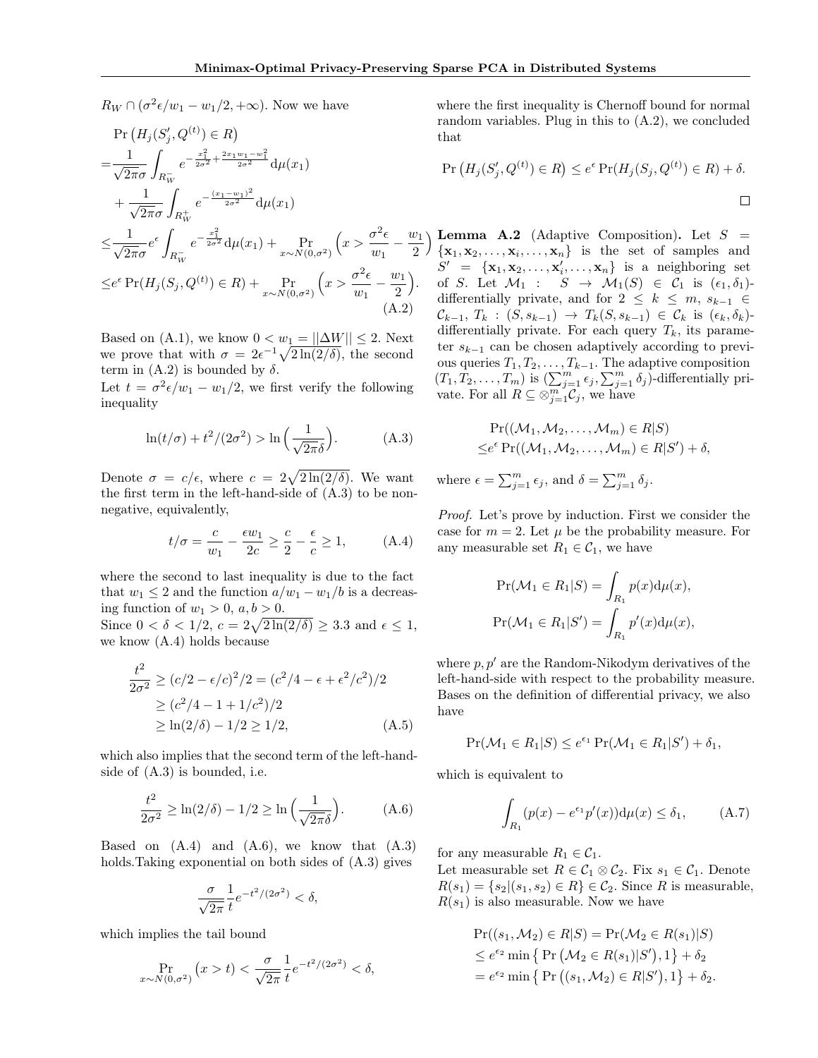$R_W \cap (\sigma^2\epsilon/w_1 - w_1/2, +\infty)$. Now we have

$$
\begin{aligned}
&\Pr\left(H_j(S_j', Q^{(t)}) \in R\right) \\
=&\frac{1}{\sqrt{2\pi}\sigma}\int_{R_W^-} e^{-\frac{x_1^2}{2\sigma^2}+\frac{2x_1w_1-w_1^2}{2\sigma^2}}\mathrm{d}\mu(x_1) \\
&+\frac{1}{\sqrt{2\pi}\sigma}\int_{R_W^+} e^{-\frac{(x_1-w_1)^2}{2\sigma^2}}\mathrm{d}\mu(x_1) \\
\leq&\frac{1}{\sqrt{2\pi}\sigma}e^{\epsilon}\int_{R_W^-} e^{-\frac{x_1^2}{2\sigma^2}}\mathrm{d}\mu(x_1) + \Pr_{x\sim N(0,\sigma^2)}\Big(x > \frac{\sigma^2\epsilon}{w_1} - \frac{w_1}{2}\Big) \\
\leq& e^{\epsilon}\Pr(H_j(S_j, Q^{(t)}) \in R) + \Pr_{x\sim N(0,\sigma^2)}\Big(x > \frac{\sigma^2\epsilon}{w_1} - \frac{w_1}{2}\Big).
\end{aligned} \tag{A.2}
$$

Based on (A.1), we know $0 < w_1 = ||\Delta W|| \leq 2$. Next we prove that with $\sigma = 2\epsilon^{-1}\sqrt{2\ln(2/\delta)}$, the second term in (A.2) is bounded by $\delta$.
Let $t = \sigma^2\epsilon/w_1 - w_1/2$, we first verify the following inequality

$$
\ln(t/\sigma) + t^2/(2\sigma^2) > \ln\Big(\frac{1}{\sqrt{2\pi}\delta}\Big). \tag{A.3}
$$

Denote $\sigma = c/\epsilon$, where $c = 2\sqrt{2\ln(2/\delta)}$. We want the first term in the left-hand-side of (A.3) to be non-negative, equivalently,

$$
t/\sigma = \frac{c}{w_1} - \frac{\epsilon w_1}{2c} \geq \frac{c}{2} - \frac{\epsilon}{c} \geq 1, \tag{A.4}
$$

where the second to last inequality is due to the fact that $w_1 \leq 2$ and the function $a/w_1 - w_1/b$ is a decreasing function of $w_1 > 0$, $a, b > 0$.
Since $0 < \delta < 1/2$, $c = 2\sqrt{2\ln(2/\delta)} \geq 3.3$ and $\epsilon \leq 1$, we know (A.4) holds because

$$
\begin{aligned}
\frac{t^2}{2\sigma^2} &\geq (c/2 - \epsilon/c)^2/2 = (c^2/4 - \epsilon + \epsilon^2/c^2)/2 \\
&\geq (c^2/4 - 1 + 1/c^2)/2 \\
&\geq \ln(2/\delta) - 1/2 \geq 1/2,
\end{aligned} \tag{A.5}
$$

which also implies that the second term of the left-hand-side of (A.3) is bounded, i.e.

$$
\frac{t^2}{2\sigma^2} \geq \ln(2/\delta) - 1/2 \geq \ln\Big(\frac{1}{\sqrt{2\pi}\delta}\Big). \tag{A.6}
$$

Based on (A.4) and (A.6), we know that (A.3) holds.Taking exponential on both sides of (A.3) gives

$$
\frac{\sigma}{\sqrt{2\pi}}\frac{1}{t}e^{-t^2/(2\sigma^2)} < \delta,
$$

which implies the tail bound

$$
\Pr_{x\sim N(0,\sigma^2)}\left(x > t\right) < \frac{\sigma}{\sqrt{2\pi}}\frac{1}{t}e^{-t^2/(2\sigma^2)} < \delta,
$$

where the first inequality is Chernoff bound for normal random variables. Plug in this to (A.2), we concluded that

$$
\Pr\left(H_j(S_j', Q^{(t)}) \in R\right) \leq e^{\epsilon}\Pr(H_j(S_j, Q^{(t)}) \in R) + \delta.
$$

□

**Lemma A.2** (Adaptive Composition)**.** Let $S = \{\mathbf{x}_1, \mathbf{x}_2, \ldots, \mathbf{x}_i, \ldots, \mathbf{x}_n\}$ is the set of samples and $S' = \{\mathbf{x}_1, \mathbf{x}_2, \ldots, \mathbf{x}_i', \ldots, \mathbf{x}_n\}$ is a neighboring set of $S$. Let $\mathcal{M}_1 : S \to \mathcal{M}_1(S) \in \mathcal{C}_1$ is $(\epsilon_1, \delta_1)$-differentially private, and for $2 \leq k \leq m$, $s_{k-1} \in \mathcal{C}_{k-1}$, $T_k : (S, s_{k-1}) \to T_k(S, s_{k-1}) \in \mathcal{C}_k$ is $(\epsilon_k, \delta_k)$-differentially private. For each query $T_k$, its parameter $s_{k-1}$ can be chosen adaptively according to previous queries $T_1, T_2, \ldots, T_{k-1}$. The adaptive composition $(T_1, T_2, \ldots, T_m)$ is $(\sum_{j=1}^m \epsilon_j, \sum_{j=1}^m \delta_j)$-differentially private. For all $R \subseteq \otimes_{j=1}^m \mathcal{C}_j$, we have

$$
\begin{aligned}
&\Pr((\mathcal{M}_1, \mathcal{M}_2, \ldots, \mathcal{M}_m) \in R|S) \\
\leq& e^{\epsilon}\Pr((\mathcal{M}_1, \mathcal{M}_2, \ldots, \mathcal{M}_m) \in R|S') + \delta,
\end{aligned}
$$

where $\epsilon = \sum_{j=1}^m \epsilon_j$, and $\delta = \sum_{j=1}^m \delta_j$.

*Proof.* Let's prove by induction. First we consider the case for $m = 2$. Let $\mu$ be the probability measure. For any measurable set $R_1 \in \mathcal{C}_1$, we have

$$
\begin{aligned}
\Pr(\mathcal{M}_1 \in R_1|S) &= \int_{R_1} p(x)\mathrm{d}\mu(x), \\
\Pr(\mathcal{M}_1 \in R_1|S') &= \int_{R_1} p'(x)\mathrm{d}\mu(x),
\end{aligned}
$$

where $p, p'$ are the Random-Nikodym derivatives of the left-hand-side with respect to the probability measure. Bases on the definition of differential privacy, we also have

$$
\Pr(\mathcal{M}_1 \in R_1|S) \leq e^{\epsilon_1}\Pr(\mathcal{M}_1 \in R_1|S') + \delta_1,
$$

which is equivalent to

$$
\int_{R_1}(p(x) - e^{\epsilon_1}p'(x))\mathrm{d}\mu(x) \leq \delta_1, \tag{A.7}
$$

for any measurable $R_1 \in \mathcal{C}_1$.
Let measurable set $R \in \mathcal{C}_1 \otimes \mathcal{C}_2$. Fix $s_1 \in \mathcal{C}_1$. Denote $R(s_1) = \{s_2|(s_1, s_2) \in R\} \in \mathcal{C}_2$. Since $R$ is measurable, $R(s_1)$ is also measurable. Now we have

$$
\begin{aligned}
\Pr((s_1, \mathcal{M}_2) \in R|S) &= \Pr(\mathcal{M}_2 \in R(s_1)|S) \\
&\leq e^{\epsilon_2}\min\big\{\Pr\left(\mathcal{M}_2 \in R(s_1)|S'\right), 1\big\} + \delta_2 \\
&= e^{\epsilon_2}\min\big\{\Pr\left((s_1, \mathcal{M}_2) \in R|S'\right), 1\big\} + \delta_2.
\end{aligned}
$$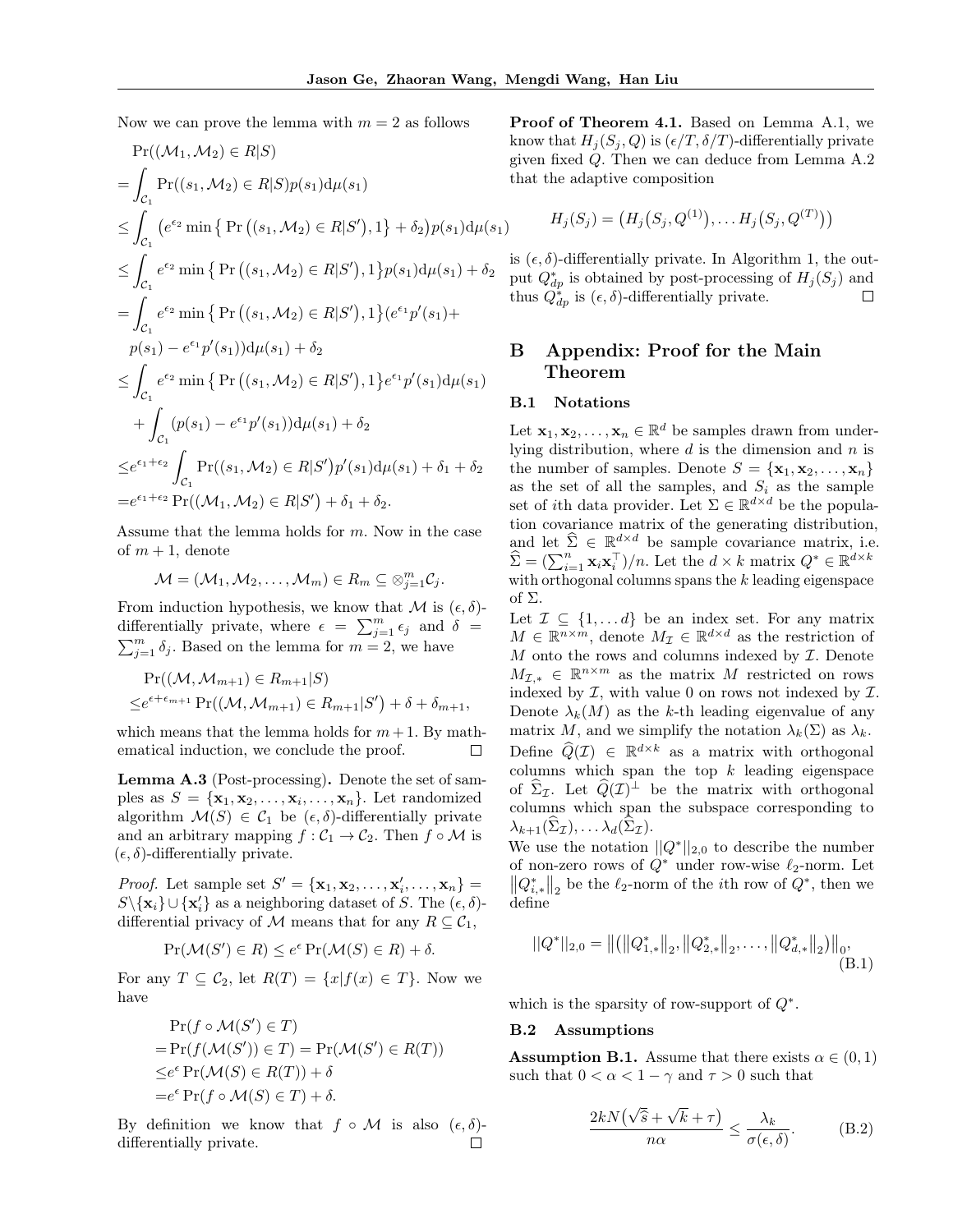Now we can prove the lemma with $m = 2$ as follows

$$
\begin{aligned}
&\Pr((\mathcal{M}_1, \mathcal{M}_2) \in R|S) \\
=&\int_{\mathcal{C}_1} \Pr((s_1, \mathcal{M}_2) \in R|S) p(s_1) \mathrm{d}\mu(s_1) \\
\leq&\int_{\mathcal{C}_1} \big(e^{\epsilon_2} \min\big\{ \Pr\big((s_1, \mathcal{M}_2) \in R|S'\big), 1\big\} + \delta_2\big) p(s_1) \mathrm{d}\mu(s_1) \\
\leq&\int_{\mathcal{C}_1} e^{\epsilon_2} \min\big\{ \Pr\big((s_1, \mathcal{M}_2) \in R|S'\big), 1\big\} p(s_1) \mathrm{d}\mu(s_1) + \delta_2 \\
=&\int_{\mathcal{C}_1} e^{\epsilon_2} \min\big\{ \Pr\big((s_1, \mathcal{M}_2) \in R|S'\big), 1\big\} (e^{\epsilon_1} p'(s_1) + \\
&p(s_1) - e^{\epsilon_1} p'(s_1)) \mathrm{d}\mu(s_1) + \delta_2 \\
\leq&\int_{\mathcal{C}_1} e^{\epsilon_2} \min\big\{ \Pr\big((s_1, \mathcal{M}_2) \in R|S'\big), 1\big\} e^{\epsilon_1} p'(s_1) \mathrm{d}\mu(s_1) \\
&+ \int_{\mathcal{C}_1} (p(s_1) - e^{\epsilon_1} p'(s_1)) \mathrm{d}\mu(s_1) + \delta_2 \\
\leq& e^{\epsilon_1+\epsilon_2} \int_{\mathcal{C}_1} \Pr((s_1, \mathcal{M}_2) \in R|S') p'(s_1) \mathrm{d}\mu(s_1) + \delta_1 + \delta_2 \\
=& e^{\epsilon_1+\epsilon_2} \Pr((\mathcal{M}_1, \mathcal{M}_2) \in R|S') + \delta_1 + \delta_2.
\end{aligned}
$$

Assume that the lemma holds for $m$. Now in the case of $m + 1$, denote

$$
\mathcal{M} = (\mathcal{M}_1, \mathcal{M}_2, \ldots, \mathcal{M}_m) \in R_m \subseteq \otimes_{j=1}^m \mathcal{C}_j.
$$

From induction hypothesis, we know that $\mathcal{M}$ is $(\epsilon, \delta)$-differentially private, where $\epsilon = \sum_{j=1}^m \epsilon_j$ and $\delta = \sum_{j=1}^m \delta_j$. Based on the lemma for $m = 2$, we have

$$
\begin{aligned}
&\Pr((\mathcal{M}, \mathcal{M}_{m+1}) \in R_{m+1}|S) \\
\leq& e^{\epsilon+\epsilon_{m+1}} \Pr((\mathcal{M}, \mathcal{M}_{m+1}) \in R_{m+1}|S') + \delta + \delta_{m+1},
\end{aligned}
$$

which means that the lemma holds for $m+1$. By mathematical induction, we conclude the proof. □

**Lemma A.3** (Post-processing)**.** Denote the set of samples as $S = \{\mathbf{x}_1, \mathbf{x}_2, \ldots, \mathbf{x}_i, \ldots, \mathbf{x}_n\}$. Let randomized algorithm $\mathcal{M}(S) \in \mathcal{C}_1$ be $(\epsilon, \delta)$-differentially private and an arbitrary mapping $f : \mathcal{C}_1 \to \mathcal{C}_2$. Then $f \circ \mathcal{M}$ is $(\epsilon, \delta)$-differentially private.

*Proof.* Let sample set $S' = \{\mathbf{x}_1, \mathbf{x}_2, \ldots, \mathbf{x}_i', \ldots, \mathbf{x}_n\} = S \backslash \{\mathbf{x}_i\} \cup \{\mathbf{x}_i'\}$ as a neighboring dataset of $S$. The $(\epsilon, \delta)$-differential privacy of $\mathcal{M}$ means that for any $R \subseteq \mathcal{C}_1$,

$$
\Pr(\mathcal{M}(S') \in R) \leq e^{\epsilon} \Pr(\mathcal{M}(S) \in R) + \delta.
$$

For any $T \subseteq \mathcal{C}_2$, let $R(T) = \{x | f(x) \in T\}$. Now we have

$$
\begin{aligned}
&\Pr(f \circ \mathcal{M}(S') \in T) \\
=&\Pr(f(\mathcal{M}(S')) \in T) = \Pr(\mathcal{M}(S') \in R(T)) \\
\leq& e^{\epsilon} \Pr(\mathcal{M}(S) \in R(T)) + \delta \\
=& e^{\epsilon} \Pr(f \circ \mathcal{M}(S) \in T) + \delta.
\end{aligned}
$$

By definition we know that $f \circ \mathcal{M}$ is also $(\epsilon, \delta)$-differentially private. □

**Proof of Theorem 4.1.** Based on Lemma A.1, we know that $H_j(S_j, Q)$ is $(\epsilon/T, \delta/T)$-differentially private given fixed $Q$. Then we can deduce from Lemma A.2 that the adaptive composition

$$
H_j(S_j) = \big(H_j\big(S_j, Q^{(1)}\big), \ldots H_j\big(S_j, Q^{(T)}\big)\big)
$$

is $(\epsilon, \delta)$-differentially private. In Algorithm 1, the output $Q_{dp}^*$ is obtained by post-processing of $H_j(S_j)$ and thus $Q_{dp}^*$ is $(\epsilon, \delta)$-differentially private. □

## B Appendix: Proof for the Main Theorem

### B.1 Notations

Let $\mathbf{x}_1, \mathbf{x}_2, \ldots, \mathbf{x}_n \in \mathbb{R}^d$ be samples drawn from underlying distribution, where $d$ is the dimension and $n$ is the number of samples. Denote $S = \{\mathbf{x}_1, \mathbf{x}_2, \ldots, \mathbf{x}_n\}$ as the set of all the samples, and $S_i$ as the sample set of $i$th data provider. Let $\Sigma \in \mathbb{R}^{d\times d}$ be the population covariance matrix of the generating distribution, and let $\widehat{\Sigma} \in \mathbb{R}^{d\times d}$ be sample covariance matrix, i.e. $\widehat{\Sigma} = (\sum_{i=1}^n \mathbf{x}_i \mathbf{x}_i^\top)/n$. Let the $d \times k$ matrix $Q^* \in \mathbb{R}^{d\times k}$ with orthogonal columns spans the $k$ leading eigenspace of $\Sigma$.

Let $\mathcal{I} \subseteq \{1, \ldots d\}$ be an index set. For any matrix $M \in \mathbb{R}^{n\times m}$, denote $M_{\mathcal{I}} \in \mathbb{R}^{d\times d}$ as the restriction of $M$ onto the rows and columns indexed by $\mathcal{I}$. Denote $M_{\mathcal{I},*} \in \mathbb{R}^{n\times m}$ as the matrix $M$ restricted on rows indexed by $\mathcal{I}$, with value 0 on rows not indexed by $\mathcal{I}$. Denote $\lambda_k(M)$ as the $k$-th leading eigenvalue of any matrix $M$, and we simplify the notation $\lambda_k(\Sigma)$ as $\lambda_k$. Define $\widehat{Q}(\mathcal{I}) \in \mathbb{R}^{d\times k}$ as a matrix with orthogonal columns which span the top $k$ leading eigenspace of $\widehat{\Sigma}_{\mathcal{I}}$. Let $\widehat{Q}(\mathcal{I})^\perp$ be the matrix with orthogonal columns which span the subspace corresponding to $\lambda_{k+1}(\widehat{\Sigma}_{\mathcal{I}}), \ldots \lambda_d(\widehat{\Sigma}_{\mathcal{I}})$.

We use the notation $||Q^*||_{2,0}$ to describe the number of non-zero rows of $Q^*$ under row-wise $\ell_2$-norm. Let $\|Q_{i,*}^*\|_2$ be the $\ell_2$-norm of the $i$th row of $Q^*$, then we define

$$
||Q^*||_{2,0} = \big\| \big(\|Q_{1,*}^*\|_2, \|Q_{2,*}^*\|_2, \ldots, \|Q_{d,*}^*\|_2\big)\big\|_0, \tag{B.1}
$$

which is the sparsity of row-support of $Q^*$.

### B.2 Assumptions

**Assumption B.1.** Assume that there exists $\alpha \in (0, 1)$ such that $0 < \alpha < 1 - \gamma$ and $\tau > 0$ such that

$$
\frac{2kN\big(\sqrt{s} + \sqrt{k} + \tau\big)}{n\alpha} \leq \frac{\lambda_k}{\sigma(\epsilon, \delta)}. \tag{B.2}
$$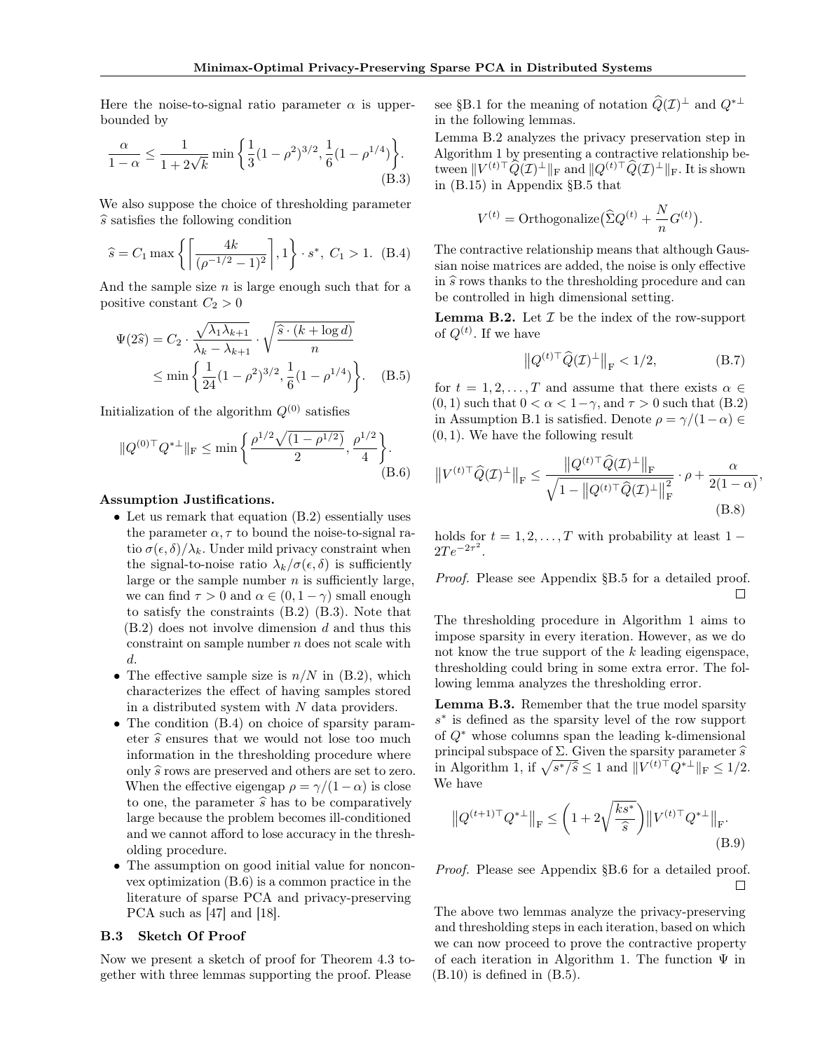Here the noise-to-signal ratio parameter $\alpha$ is upper-bounded by

$$\frac{\alpha}{1-\alpha} \le \frac{1}{1+2\sqrt{k}} \min\left\{\frac{1}{3}(1-\rho^2)^{3/2}, \frac{1}{6}(1-\rho^{1/4})\right\}. \tag{B.3}$$

We also suppose the choice of thresholding parameter $\widehat{s}$ satisfies the following condition

$$\widehat{s} = C_1 \max\left\{\left\lceil \frac{4k}{(\rho^{-1/2}-1)^2}\right\rceil, 1\right\} \cdot s^*,\ C_1 > 1. \tag{B.4}$$

And the sample size $n$ is large enough such that for a positive constant $C_2 > 0$

$$\begin{aligned}\Psi(2\widehat{s}) &= C_2 \cdot \frac{\sqrt{\lambda_1 \lambda_{k+1}}}{\lambda_k - \lambda_{k+1}} \cdot \sqrt{\frac{\widehat{s}\cdot(k+\log d)}{n}} \\ &\le \min\left\{\frac{1}{24}(1-\rho^2)^{3/2}, \frac{1}{6}(1-\rho^{1/4})\right\}. \end{aligned} \tag{B.5}$$

Initialization of the algorithm $Q^{(0)}$ satisfies

$$\|Q^{(0)\top} Q^{*\perp}\|_{\mathrm{F}} \le \min\left\{\frac{\rho^{1/2}\sqrt{(1-\rho^{1/2})}}{2}, \frac{\rho^{1/2}}{4}\right\}. \tag{B.6}$$

**Assumption Justifications.**

- Let us remark that equation (B.2) essentially uses the parameter $\alpha, \tau$ to bound the noise-to-signal ratio $\sigma(\epsilon,\delta)/\lambda_k$. Under mild privacy constraint when the signal-to-noise ratio $\lambda_k/\sigma(\epsilon,\delta)$ is sufficiently large or the sample number $n$ is sufficiently large, we can find $\tau > 0$ and $\alpha \in (0, 1-\gamma)$ small enough to satisfy the constraints (B.2) (B.3). Note that (B.2) does not involve dimension $d$ and thus this constraint on sample number $n$ does not scale with $d$.
- The effective sample size is $n/N$ in (B.2), which characterizes the effect of having samples stored in a distributed system with $N$ data providers.
- The condition (B.4) on choice of sparsity parameter $\widehat{s}$ ensures that we would not lose too much information in the thresholding procedure where only $\widehat{s}$ rows are preserved and others are set to zero. When the effective eigengap $\rho = \gamma/(1-\alpha)$ is close to one, the parameter $\widehat{s}$ has to be comparatively large because the problem becomes ill-conditioned and we cannot afford to lose accuracy in the thresholding procedure.
- The assumption on good initial value for nonconvex optimization (B.6) is a common practice in the literature of sparse PCA and privacy-preserving PCA such as [47] and [18].

### B.3 Sketch Of Proof

Now we present a sketch of proof for Theorem 4.3 together with three lemmas supporting the proof. Please see §B.1 for the meaning of notation $\widehat{Q}(\mathcal{I})^{\perp}$ and $Q^{*\perp}$ in the following lemmas.

Lemma B.2 analyzes the privacy preservation step in Algorithm 1 by presenting a contractive relationship between $\|V^{(t)\top}\widehat{Q}(\mathcal{I})^{\perp}\|_{\mathrm{F}}$ and $\|Q^{(t)\top}\widehat{Q}(\mathcal{I})^{\perp}\|_{\mathrm{F}}$. It is shown in (B.15) in Appendix §B.5 that

$$V^{(t)} = \mathrm{Orthogonalize}\big(\widehat{\Sigma}Q^{(t)} + \frac{N}{n}G^{(t)}\big).$$

The contractive relationship means that although Gaussian noise matrices are added, the noise is only effective in $\widehat{s}$ rows thanks to the thresholding procedure and can be controlled in high dimensional setting.

**Lemma B.2.** *Let $\mathcal{I}$ be the index of the row-support of $Q^{(t)}$. If we have*

$$\big\|Q^{(t)\top}\widehat{Q}(\mathcal{I})^{\perp}\big\|_{\mathrm{F}} < 1/2, \tag{B.7}$$

*for $t = 1, 2, \ldots, T$ and assume that there exists $\alpha \in (0,1)$ such that $0 < \alpha < 1-\gamma$, and $\tau > 0$ such that (B.2) in Assumption B.1 is satisfied. Denote $\rho = \gamma/(1-\alpha) \in (0,1)$. We have the following result*

$$\big\|V^{(t)\top}\widehat{Q}(\mathcal{I})^{\perp}\big\|_{\mathrm{F}} \le \frac{\big\|Q^{(t)\top}\widehat{Q}(\mathcal{I})^{\perp}\big\|_{\mathrm{F}}}{\sqrt{1-\big\|Q^{(t)\top}\widehat{Q}(\mathcal{I})^{\perp}\big\|_{\mathrm{F}}^2}} \cdot \rho + \frac{\alpha}{2(1-\alpha)}, \tag{B.8}$$

*holds for $t = 1, 2, \ldots, T$ with probability at least $1 - 2Te^{-2\tau^2}$.*

*Proof.* Please see Appendix §B.5 for a detailed proof. □

The thresholding procedure in Algorithm 1 aims to impose sparsity in every iteration. However, as we do not know the true support of the $k$ leading eigenspace, thresholding could bring in some extra error. The following lemma analyzes the thresholding error.

**Lemma B.3.** *Remember that the true model sparsity $s^*$ is defined as the sparsity level of the row support of $Q^*$ whose columns span the leading k-dimensional principal subspace of $\Sigma$. Given the sparsity parameter $\widehat{s}$ in Algorithm 1, if $\sqrt{s^*/\widehat{s}} \le 1$ and $\|V^{(t)\top}Q^{*\perp}\|_{\mathrm{F}} \le 1/2$. We have*

$$\big\|Q^{(t+1)\top}Q^{*\perp}\big\|_{\mathrm{F}} \le \left(1 + 2\sqrt{\frac{ks^*}{\widehat{s}}}\right)\big\|V^{(t)\top}Q^{*\perp}\big\|_{\mathrm{F}}. \tag{B.9}$$

*Proof.* Please see Appendix §B.6 for a detailed proof. □

The above two lemmas analyze the privacy-preserving and thresholding steps in each iteration, based on which we can now proceed to prove the contractive property of each iteration in Algorithm 1. The function $\Psi$ in (B.10) is defined in (B.5).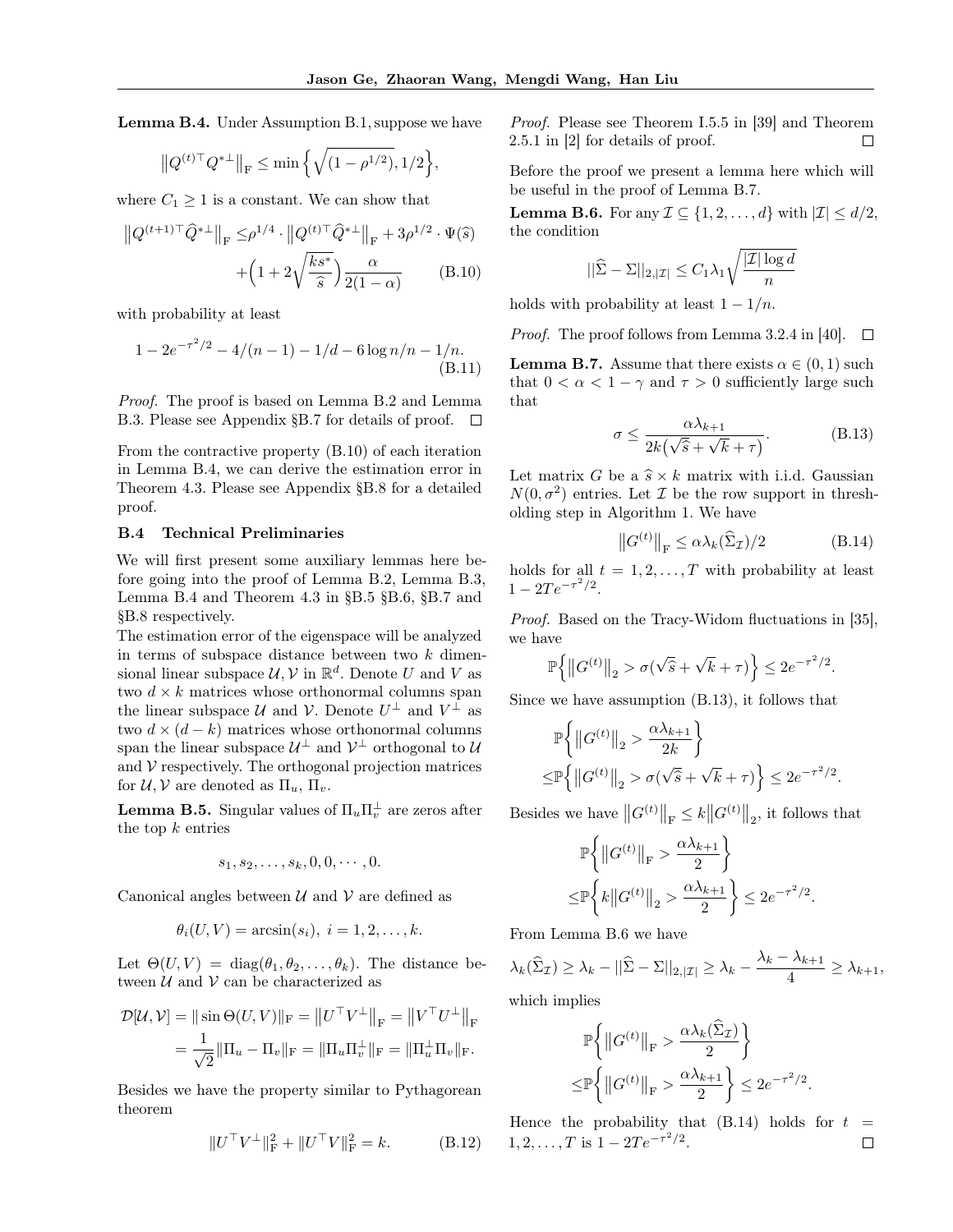**Lemma B.4.** Under Assumption B.1, suppose we have

$$\big\|Q^{(t)\top}Q^{*\perp}\big\|_{\mathrm{F}} \leq \min\Big\{\sqrt{(1-\rho^{1/2})}, 1/2\Big\},$$

where $C_1 \geq 1$ is a constant. We can show that

$$\begin{aligned}\big\|Q^{(t+1)\top}\widehat{Q}^{*\perp}\big\|_{\mathrm{F}} \leq& \rho^{1/4}\cdot\big\|Q^{(t)\top}\widehat{Q}^{*\perp}\big\|_{\mathrm{F}} + 3\rho^{1/2}\cdot\Psi(\widehat{s})\\ &+\Big(1+2\sqrt{\frac{ks^*}{\widehat{s}}}\Big)\frac{\alpha}{2(1-\alpha)} \qquad \text{(B.10)}\end{aligned}$$

with probability at least

$$1-2e^{-\tau^2/2}-4/(n-1)-1/d-6\log n/n-1/n. \qquad \text{(B.11)}$$

*Proof.* The proof is based on Lemma B.2 and Lemma B.3. Please see Appendix §B.7 for details of proof. $\square$

From the contractive property (B.10) of each iteration in Lemma B.4, we can derive the estimation error in Theorem 4.3. Please see Appendix §B.8 for a detailed proof.

### B.4 Technical Preliminaries

We will first present some auxiliary lemmas here before going into the proof of Lemma B.2, Lemma B.3, Lemma B.4 and Theorem 4.3 in §B.5 §B.6, §B.7 and §B.8 respectively.

The estimation error of the eigenspace will be analyzed in terms of subspace distance between two $k$ dimensional linear subspace $\mathcal{U}, \mathcal{V}$ in $\mathbb{R}^d$. Denote $U$ and $V$ as two $d\times k$ matrices whose orthonormal columns span the linear subspace $\mathcal{U}$ and $\mathcal{V}$. Denote $U^{\perp}$ and $V^{\perp}$ as two $d\times(d-k)$ matrices whose orthonormal columns span the linear subspace $\mathcal{U}^{\perp}$ and $\mathcal{V}^{\perp}$ orthogonal to $\mathcal{U}$ and $\mathcal{V}$ respectively. The orthogonal projection matrices for $\mathcal{U}, \mathcal{V}$ are denoted as $\Pi_u$, $\Pi_v$.

**Lemma B.5.** Singular values of $\Pi_u\Pi_v^{\perp}$ are zeros after the top $k$ entries

$$s_1, s_2, \ldots, s_k, 0, 0, \cdots, 0.$$

Canonical angles between $\mathcal{U}$ and $\mathcal{V}$ are defined as

$$\theta_i(U,V) = \arcsin(s_i),\ i=1,2,\ldots,k.$$

Let $\Theta(U,V) = \mathrm{diag}(\theta_1, \theta_2, \ldots, \theta_k)$. The distance between $\mathcal{U}$ and $\mathcal{V}$ can be characterized as

$$\begin{aligned}\mathcal{D}[\mathcal{U},\mathcal{V}] &= \|\sin\Theta(U,V)\|_{\mathrm{F}} = \big\|U^\top V^{\perp}\big\|_{\mathrm{F}} = \big\|V^\top U^{\perp}\big\|_{\mathrm{F}}\\ &= \frac{1}{\sqrt{2}}\|\Pi_u - \Pi_v\|_{\mathrm{F}} = \|\Pi_u\Pi_v^{\perp}\|_{\mathrm{F}} = \|\Pi_u^{\perp}\Pi_v\|_{\mathrm{F}}.\end{aligned}$$

Besides we have the property similar to Pythagorean theorem

$$\|U^\top V^{\perp}\|_{\mathrm{F}}^2 + \|U^\top V\|_{\mathrm{F}}^2 = k. \qquad \text{(B.12)}$$

*Proof.* Please see Theorem I.5.5 in [39] and Theorem 2.5.1 in [2] for details of proof. $\square$

Before the proof we present a lemma here which will be useful in the proof of Lemma B.7.

**Lemma B.6.** For any $\mathcal{I} \subseteq \{1,2,\ldots,d\}$ with $|\mathcal{I}| \leq d/2$, the condition

$$||\widehat{\Sigma} - \Sigma||_{2,|\mathcal{I}|} \leq C_1\lambda_1\sqrt{\frac{|\mathcal{I}|\log d}{n}}$$

holds with probability at least $1-1/n$.

*Proof.* The proof follows from Lemma 3.2.4 in [40]. $\square$

**Lemma B.7.** Assume that there exists $\alpha \in (0,1)$ such that $0 < \alpha < 1-\gamma$ and $\tau > 0$ sufficiently large such that

$$\sigma \leq \frac{\alpha\lambda_{k+1}}{2k\big(\sqrt{\widehat{s}}+\sqrt{k}+\tau\big)}. \qquad \text{(B.13)}$$

Let matrix $G$ be a $\widehat{s}\times k$ matrix with i.i.d. Gaussian $N(0,\sigma^2)$ entries. Let $\mathcal{I}$ be the row support in thresholding step in Algorithm 1. We have

$$\big\|G^{(t)}\big\|_{\mathrm{F}} \leq \alpha\lambda_k(\widehat{\Sigma}_{\mathcal{I}})/2 \qquad \text{(B.14)}$$

holds for all $t=1,2,\ldots,T$ with probability at least $1-2Te^{-\tau^2/2}$.

*Proof.* Based on the Tracy-Widom fluctuations in [35], we have

$$\mathbb{P}\Big\{\big\|G^{(t)}\big\|_2 > \sigma(\sqrt{\widehat{s}}+\sqrt{k}+\tau)\Big\} \leq 2e^{-\tau^2/2}.$$

Since we have assumption (B.13), it follows that

$$\begin{aligned}&\mathbb{P}\bigg\{\big\|G^{(t)}\big\|_2 > \frac{\alpha\lambda_{k+1}}{2k}\bigg\}\\ \leq&\mathbb{P}\Big\{\big\|G^{(t)}\big\|_2 > \sigma(\sqrt{\widehat{s}}+\sqrt{k}+\tau)\Big\} \leq 2e^{-\tau^2/2}.\end{aligned}$$

Besides we have $\big\|G^{(t)}\big\|_{\mathrm{F}} \leq k\big\|G^{(t)}\big\|_2$, it follows that

$$\begin{aligned}&\mathbb{P}\bigg\{\big\|G^{(t)}\big\|_{\mathrm{F}} > \frac{\alpha\lambda_{k+1}}{2}\bigg\}\\ \leq&\mathbb{P}\bigg\{k\big\|G^{(t)}\big\|_2 > \frac{\alpha\lambda_{k+1}}{2}\bigg\} \leq 2e^{-\tau^2/2}.\end{aligned}$$

From Lemma B.6 we have

$$\lambda_k(\widehat{\Sigma}_{\mathcal{I}}) \geq \lambda_k - ||\widehat{\Sigma}-\Sigma||_{2,|\mathcal{I}|} \geq \lambda_k - \frac{\lambda_k-\lambda_{k+1}}{4} \geq \lambda_{k+1},$$

which implies

$$\begin{aligned}&\mathbb{P}\bigg\{\big\|G^{(t)}\big\|_{\mathrm{F}} > \frac{\alpha\lambda_k(\widehat{\Sigma}_{\mathcal{I}})}{2}\bigg\}\\ \leq&\mathbb{P}\bigg\{\big\|G^{(t)}\big\|_{\mathrm{F}} > \frac{\alpha\lambda_{k+1}}{2}\bigg\} \leq 2e^{-\tau^2/2}.\end{aligned}$$

Hence the probability that (B.14) holds for $t=1,2,\ldots,T$ is $1-2Te^{-\tau^2/2}$. $\square$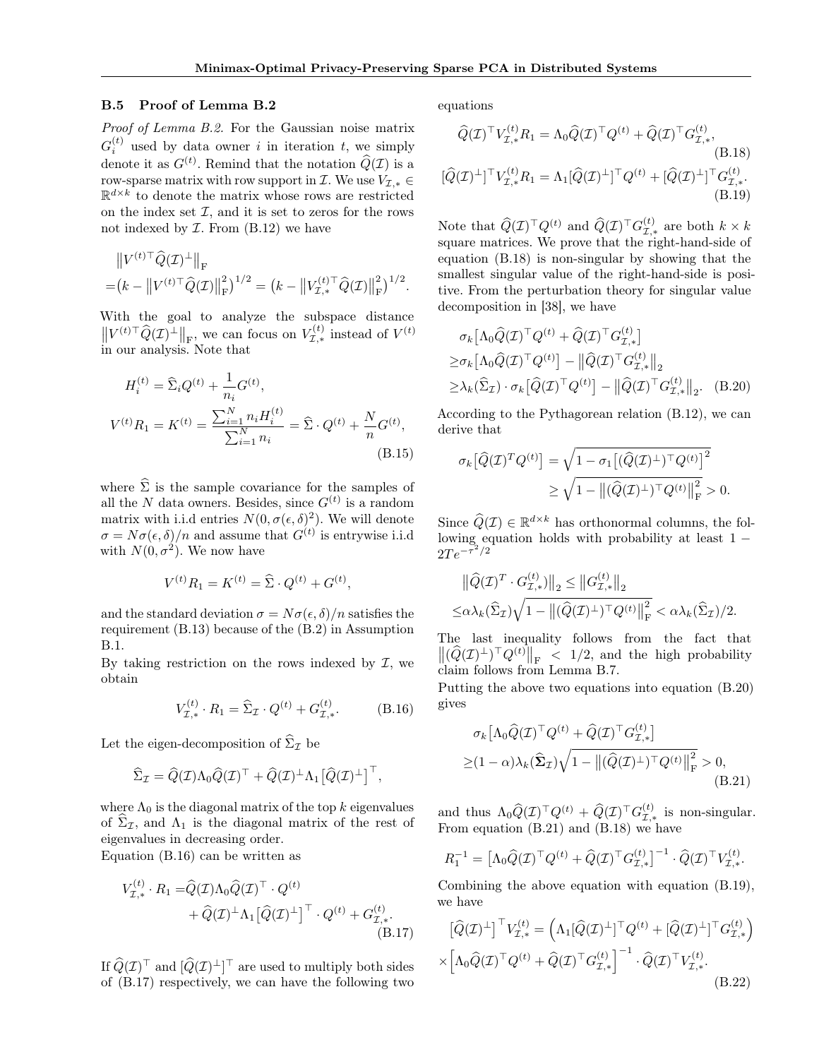### B.5 Proof of Lemma B.2

*Proof of Lemma B.2.* For the Gaussian noise matrix $G_i^{(t)}$ used by data owner $i$ in iteration $t$, we simply denote it as $G^{(t)}$. Remind that the notation $\widehat{Q}(\mathcal{I})$ is a row-sparse matrix with row support in $\mathcal{I}$. We use $V_{\mathcal{I},*} \in \mathbb{R}^{d\times k}$ to denote the matrix whose rows are restricted on the index set $\mathcal{I}$, and it is set to zeros for the rows not indexed by $\mathcal{I}$. From (B.12) we have

$$
\begin{aligned}
&\left\|V^{(t)\top}\widehat{Q}(\mathcal{I})^{\perp}\right\|_{\mathrm{F}} \\
=&\left(k - \left\|V^{(t)\top}\widehat{Q}(\mathcal{I})\right\|_{\mathrm{F}}^2\right)^{1/2} = \left(k - \left\|V_{\mathcal{I},*}^{(t)\top}\widehat{Q}(\mathcal{I})\right\|_{\mathrm{F}}^2\right)^{1/2}.
\end{aligned}
$$

With the goal to analyze the subspace distance $\left\|V^{(t)\top}\widehat{Q}(\mathcal{I})^{\perp}\right\|_{\mathrm{F}}$, we can focus on $V_{\mathcal{I},*}^{(t)}$ instead of $V^{(t)}$ in our analysis. Note that

$$
\begin{aligned}
H_i^{(t)} &= \widehat{\Sigma}_i Q^{(t)} + \frac{1}{n_i}G^{(t)}, \\
V^{(t)}R_1 = K^{(t)} &= \frac{\sum_{i=1}^N n_i H_i^{(t)}}{\sum_{i=1}^N n_i} = \widehat{\Sigma}\cdot Q^{(t)} + \frac{N}{n}G^{(t)},
\end{aligned} \tag{B.15}
$$

where $\widehat{\Sigma}$ is the sample covariance for the samples of all the $N$ data owners. Besides, since $G^{(t)}$ is a random matrix with i.i.d entries $N(0,\sigma(\epsilon,\delta)^2)$. We will denote $\sigma = N\sigma(\epsilon,\delta)/n$ and assume that $G^{(t)}$ is entrywise i.i.d with $N(0,\sigma^2)$. We now have

$$
V^{(t)}R_1 = K^{(t)} = \widehat{\Sigma}\cdot Q^{(t)} + G^{(t)},
$$

and the standard deviation $\sigma = N\sigma(\epsilon,\delta)/n$ satisfies the requirement (B.13) because of the (B.2) in Assumption B.1.

By taking restriction on the rows indexed by $\mathcal{I}$, we obtain

$$
V_{\mathcal{I},*}^{(t)}\cdot R_1 = \widehat{\Sigma}_{\mathcal{I}}\cdot Q^{(t)} + G_{\mathcal{I},*}^{(t)}. \tag{B.16}
$$

Let the eigen-decomposition of $\widehat{\Sigma}_{\mathcal{I}}$ be

$$
\widehat{\Sigma}_{\mathcal{I}} = \widehat{Q}(\mathcal{I})\Lambda_0\widehat{Q}(\mathcal{I})^{\top} + \widehat{Q}(\mathcal{I})^{\perp}\Lambda_1\left[\widehat{Q}(\mathcal{I})^{\perp}\right]^{\top},
$$

where $\Lambda_0$ is the diagonal matrix of the top $k$ eigenvalues of $\widehat{\Sigma}_{\mathcal{I}}$, and $\Lambda_1$ is the diagonal matrix of the rest of eigenvalues in decreasing order.

Equation (B.16) can be written as

$$
\begin{aligned}
V_{\mathcal{I},*}^{(t)}\cdot R_1 =& \widehat{Q}(\mathcal{I})\Lambda_0\widehat{Q}(\mathcal{I})^{\top}\cdot Q^{(t)} \\
&+ \widehat{Q}(\mathcal{I})^{\perp}\Lambda_1\left[\widehat{Q}(\mathcal{I})^{\perp}\right]^{\top}\cdot Q^{(t)} + G_{\mathcal{I},*}^{(t)}.
\end{aligned} \tag{B.17}
$$

If $\widehat{Q}(\mathcal{I})^{\top}$ and $[\widehat{Q}(\mathcal{I})^{\perp}]^{\top}$ are used to multiply both sides of (B.17) respectively, we can have the following two equations

$$
\widehat{Q}(\mathcal{I})^{\top}V_{\mathcal{I},*}^{(t)}R_1 = \Lambda_0\widehat{Q}(\mathcal{I})^{\top}Q^{(t)} + \widehat{Q}(\mathcal{I})^{\top}G_{\mathcal{I},*}^{(t)}, \tag{B.18}
$$

$$
[\widehat{Q}(\mathcal{I})^{\perp}]^{\top}V_{\mathcal{I},*}^{(t)}R_1 = \Lambda_1[\widehat{Q}(\mathcal{I})^{\perp}]^{\top}Q^{(t)} + [\widehat{Q}(\mathcal{I})^{\perp}]^{\top}G_{\mathcal{I},*}^{(t)}. \tag{B.19}
$$

Note that $\widehat{Q}(\mathcal{I})^{\top}Q^{(t)}$ and $\widehat{Q}(\mathcal{I})^{\top}G_{\mathcal{I},*}^{(t)}$ are both $k\times k$ square matrices. We prove that the right-hand-side of equation (B.18) is non-singular by showing that the smallest singular value of the right-hand-side is positive. From the perturbation theory for singular value decomposition in [38], we have

$$
\begin{aligned}
&\sigma_k\left[\Lambda_0\widehat{Q}(\mathcal{I})^{\top}Q^{(t)} + \widehat{Q}(\mathcal{I})^{\top}G_{\mathcal{I},*}^{(t)}\right] \\
\geq&\sigma_k\left[\Lambda_0\widehat{Q}(\mathcal{I})^{\top}Q^{(t)}\right] - \left\|\widehat{Q}(\mathcal{I})^{\top}G_{\mathcal{I},*}^{(t)}\right\|_2 \\
\geq&\lambda_k(\widehat{\Sigma}_{\mathcal{I}})\cdot\sigma_k\left[\widehat{Q}(\mathcal{I})^{\top}Q^{(t)}\right] - \left\|\widehat{Q}(\mathcal{I})^{\top}G_{\mathcal{I},*}^{(t)}\right\|_2.
\end{aligned} \tag{B.20}
$$

According to the Pythagorean relation (B.12), we can derive that

$$
\begin{aligned}
\sigma_k\left[\widehat{Q}(\mathcal{I})^{T}Q^{(t)}\right] &= \sqrt{1 - \sigma_1\left[(\widehat{Q}(\mathcal{I})^{\perp})^{\top}Q^{(t)}\right]^2} \\
&\geq \sqrt{1 - \left\|(\widehat{Q}(\mathcal{I})^{\perp})^{\top}Q^{(t)}\right\|_{\mathrm{F}}^2} > 0.
\end{aligned}
$$

Since $\widehat{Q}(\mathcal{I})\in\mathbb{R}^{d\times k}$ has orthonormal columns, the following equation holds with probability at least $1 - 2Te^{-\tau^2/2}$

$$
\begin{aligned}
&\left\|\widehat{Q}(\mathcal{I})^{T}\cdot G_{\mathcal{I},*}^{(t)}\right\|_2 \leq \left\|G_{\mathcal{I},*}^{(t)}\right\|_2 \\
\leq&\alpha\lambda_k(\widehat{\Sigma}_{\mathcal{I}})\sqrt{1 - \left\|(\widehat{Q}(\mathcal{I})^{\perp})^{\top}Q^{(t)}\right\|_{\mathrm{F}}^2} < \alpha\lambda_k(\widehat{\Sigma}_{\mathcal{I}})/2.
\end{aligned}
$$

The last inequality follows from the fact that $\left\|(\widehat{Q}(\mathcal{I})^{\perp})^{\top}Q^{(t)}\right\|_{\mathrm{F}} < 1/2$, and the high probability claim follows from Lemma B.7.

Putting the above two equations into equation (B.20) gives

$$
\begin{aligned}
&\sigma_k\left[\Lambda_0\widehat{Q}(\mathcal{I})^{\top}Q^{(t)} + \widehat{Q}(\mathcal{I})^{\top}G_{\mathcal{I},*}^{(t)}\right] \\
\geq&(1-\alpha)\lambda_k(\widehat{\boldsymbol{\Sigma}}_{\mathcal{I}})\sqrt{1 - \left\|(\widehat{Q}(\mathcal{I})^{\perp})^{\top}Q^{(t)}\right\|_{\mathrm{F}}^2} > 0,
\end{aligned} \tag{B.21}
$$

and thus $\Lambda_0\widehat{Q}(\mathcal{I})^{\top}Q^{(t)} + \widehat{Q}(\mathcal{I})^{\top}G_{\mathcal{I},*}^{(t)}$ is non-singular. From equation (B.21) and (B.18) we have

$$
R_1^{-1} = \left[\Lambda_0\widehat{Q}(\mathcal{I})^{\top}Q^{(t)} + \widehat{Q}(\mathcal{I})^{\top}G_{\mathcal{I},*}^{(t)}\right]^{-1}\cdot\widehat{Q}(\mathcal{I})^{\top}V_{\mathcal{I},*}^{(t)}.
$$

Combining the above equation with equation (B.19), we have

$$
\begin{aligned}
&\left[\widehat{Q}(\mathcal{I})^{\perp}\right]^{\top}V_{\mathcal{I},*}^{(t)} = \left(\Lambda_1[\widehat{Q}(\mathcal{I})^{\perp}]^{\top}Q^{(t)} + [\widehat{Q}(\mathcal{I})^{\perp}]^{\top}G_{\mathcal{I},*}^{(t)}\right) \\
&\times\left[\Lambda_0\widehat{Q}(\mathcal{I})^{\top}Q^{(t)} + \widehat{Q}(\mathcal{I})^{\top}G_{\mathcal{I},*}^{(t)}\right]^{-1}\cdot\widehat{Q}(\mathcal{I})^{\top}V_{\mathcal{I},*}^{(t)}.
\end{aligned} \tag{B.22}
$$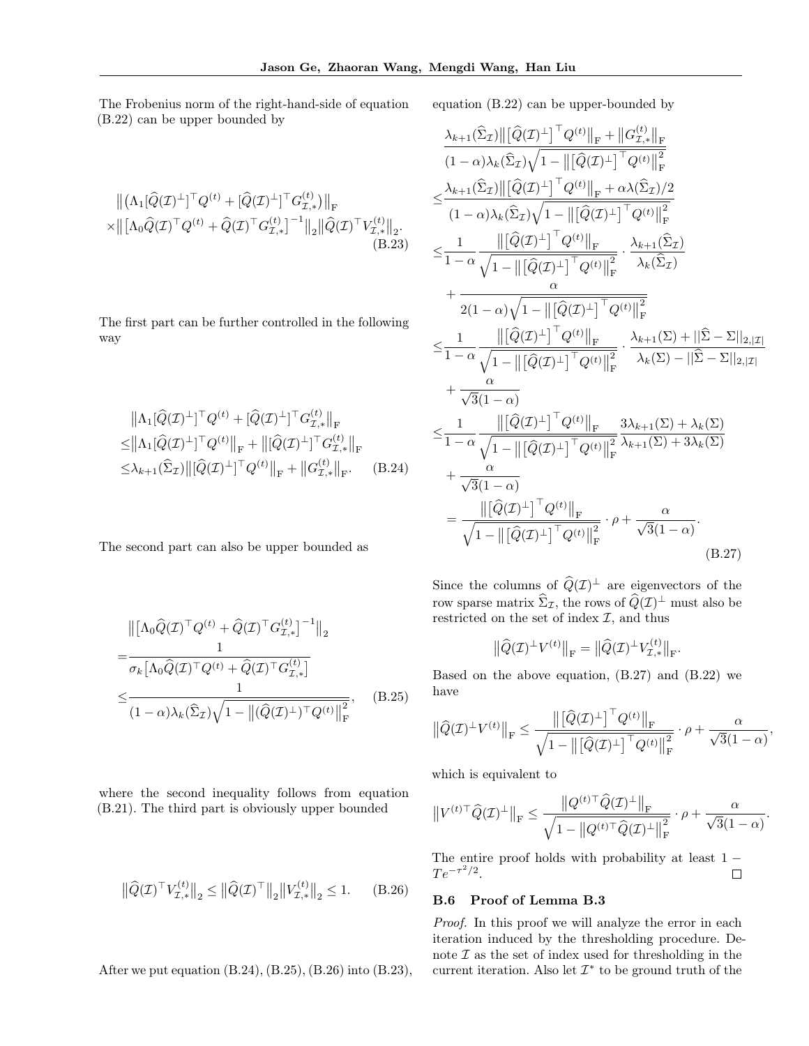The Frobenius norm of the right-hand-side of equation (B.22) can be upper bounded by

$$
\begin{aligned}
&\big\|\big(\Lambda_1[\widehat{Q}(\mathcal{I})^{\perp}]^{\top}Q^{(t)} + [\widehat{Q}(\mathcal{I})^{\perp}]^{\top}G^{(t)}_{\mathcal{I},*}\big)\big\|_{\mathrm{F}} \\
\times&\big\|\big[\Lambda_0\widehat{Q}(\mathcal{I})^{\top}Q^{(t)} + \widehat{Q}(\mathcal{I})^{\top}G^{(t)}_{\mathcal{I},*}\big]^{-1}\big\|_2\big\|\widehat{Q}(\mathcal{I})^{\top}V^{(t)}_{\mathcal{I},*}\big\|_2.
\end{aligned}
\tag{B.23}
$$

The first part can be further controlled in the following way

$$
\begin{aligned}
&\big\|\Lambda_1[\widehat{Q}(\mathcal{I})^{\perp}]^{\top}Q^{(t)} + [\widehat{Q}(\mathcal{I})^{\perp}]^{\top}G^{(t)}_{\mathcal{I},*}\big\|_{\mathrm{F}} \\
\leq&\big\|\Lambda_1[\widehat{Q}(\mathcal{I})^{\perp}]^{\top}Q^{(t)}\big\|_{\mathrm{F}} + \big\|[\widehat{Q}(\mathcal{I})^{\perp}]^{\top}G^{(t)}_{\mathcal{I},*}\big\|_{\mathrm{F}} \\
\leq&\lambda_{k+1}(\widehat{\Sigma}_{\mathcal{I}})\big\|[\widehat{Q}(\mathcal{I})^{\perp}]^{\top}Q^{(t)}\big\|_{\mathrm{F}} + \big\|G^{(t)}_{\mathcal{I},*}\big\|_{\mathrm{F}}.
\end{aligned}
\tag{B.24}
$$

The second part can also be upper bounded as

$$
\begin{aligned}
&\big\|\big[\Lambda_0\widehat{Q}(\mathcal{I})^{\top}Q^{(t)} + \widehat{Q}(\mathcal{I})^{\top}G^{(t)}_{\mathcal{I},*}\big]^{-1}\big\|_2 \\
=&\frac{1}{\sigma_k\big[\Lambda_0\widehat{Q}(\mathcal{I})^{\top}Q^{(t)} + \widehat{Q}(\mathcal{I})^{\top}G^{(t)}_{\mathcal{I},*}\big]} \\
\leq&\frac{1}{(1-\alpha)\lambda_k(\widehat{\Sigma}_{\mathcal{I}})\sqrt{1-\big\|(\widehat{Q}(\mathcal{I})^{\perp})^{\top}Q^{(t)}\big\|_{\mathrm{F}}^2}},
\end{aligned}
\tag{B.25}
$$

where the second inequality follows from equation (B.21). The third part is obviously upper bounded

$$
\big\|\widehat{Q}(\mathcal{I})^{\top}V^{(t)}_{\mathcal{I},*}\big\|_2 \leq \big\|\widehat{Q}(\mathcal{I})^{\top}\big\|_2\big\|V^{(t)}_{\mathcal{I},*}\big\|_2 \leq 1. \tag{B.26}
$$

After we put equation (B.24), (B.25), (B.26) into (B.23), equation (B.22) can be upper-bounded by

$$
\begin{aligned}
&\frac{\lambda_{k+1}(\widehat{\Sigma}_{\mathcal{I}})\big\|\big[\widehat{Q}(\mathcal{I})^{\perp}\big]^{\top}Q^{(t)}\big\|_{\mathrm{F}} + \big\|G^{(t)}_{\mathcal{I},*}\big\|_{\mathrm{F}}}{(1-\alpha)\lambda_k(\widehat{\Sigma}_{\mathcal{I}})\sqrt{1-\big\|\big[\widehat{Q}(\mathcal{I})^{\perp}\big]^{\top}Q^{(t)}\big\|_{\mathrm{F}}^2}} \\
\leq&\frac{\lambda_{k+1}(\widehat{\Sigma}_{\mathcal{I}})\big\|\big[\widehat{Q}(\mathcal{I})^{\perp}\big]^{\top}Q^{(t)}\big\|_{\mathrm{F}} + \alpha\lambda(\widehat{\Sigma}_{\mathcal{I}})/2}{(1-\alpha)\lambda_k(\widehat{\Sigma}_{\mathcal{I}})\sqrt{1-\big\|\big[\widehat{Q}(\mathcal{I})^{\perp}\big]^{\top}Q^{(t)}\big\|_{\mathrm{F}}^2}} \\
\leq&\frac{1}{1-\alpha}\frac{\big\|\big[\widehat{Q}(\mathcal{I})^{\perp}\big]^{\top}Q^{(t)}\big\|_{\mathrm{F}}}{\sqrt{1-\big\|\big[\widehat{Q}(\mathcal{I})^{\perp}\big]^{\top}Q^{(t)}\big\|_{\mathrm{F}}^2}}\cdot\frac{\lambda_{k+1}(\widehat{\Sigma}_{\mathcal{I}})}{\lambda_k(\widehat{\Sigma}_{\mathcal{I}})} \\
&+\frac{\alpha}{2(1-\alpha)\sqrt{1-\big\|\big[\widehat{Q}(\mathcal{I})^{\perp}\big]^{\top}Q^{(t)}\big\|_{\mathrm{F}}^2}} \\
\leq&\frac{1}{1-\alpha}\frac{\big\|\big[\widehat{Q}(\mathcal{I})^{\perp}\big]^{\top}Q^{(t)}\big\|_{\mathrm{F}}}{\sqrt{1-\big\|\big[\widehat{Q}(\mathcal{I})^{\perp}\big]^{\top}Q^{(t)}\big\|_{\mathrm{F}}^2}}\cdot\frac{\lambda_{k+1}(\Sigma)+||\widehat{\Sigma}-\Sigma||_{2,|\mathcal{I}|}}{\lambda_k(\Sigma)-||\widehat{\Sigma}-\Sigma||_{2,|\mathcal{I}|}} \\
&+\frac{\alpha}{\sqrt{3}(1-\alpha)} \\
\leq&\frac{1}{1-\alpha}\frac{\big\|\big[\widehat{Q}(\mathcal{I})^{\perp}\big]^{\top}Q^{(t)}\big\|_{\mathrm{F}}}{\sqrt{1-\big\|\big[\widehat{Q}(\mathcal{I})^{\perp}\big]^{\top}Q^{(t)}\big\|_{\mathrm{F}}^2}}\frac{3\lambda_{k+1}(\Sigma)+\lambda_k(\Sigma)}{\lambda_{k+1}(\Sigma)+3\lambda_k(\Sigma)} \\
&+\frac{\alpha}{\sqrt{3}(1-\alpha)} \\
=&\frac{\big\|\big[\widehat{Q}(\mathcal{I})^{\perp}\big]^{\top}Q^{(t)}\big\|_{\mathrm{F}}}{\sqrt{1-\big\|\big[\widehat{Q}(\mathcal{I})^{\perp}\big]^{\top}Q^{(t)}\big\|_{\mathrm{F}}^2}}\cdot\rho+\frac{\alpha}{\sqrt{3}(1-\alpha)}.
\end{aligned}
\tag{B.27}
$$

Since the columns of $\widehat{Q}(\mathcal{I})^{\perp}$ are eigenvectors of the row sparse matrix $\widehat{\Sigma}_{\mathcal{I}}$, the rows of $\widehat{Q}(\mathcal{I})^{\perp}$ must also be restricted on the set of index $\mathcal{I}$, and thus

$$
\big\|\widehat{Q}(\mathcal{I})^{\perp}V^{(t)}\big\|_{\mathrm{F}} = \big\|\widehat{Q}(\mathcal{I})^{\perp}V^{(t)}_{\mathcal{I},*}\big\|_{\mathrm{F}}.
$$

Based on the above equation, (B.27) and (B.22) we have

$$
\big\|\widehat{Q}(\mathcal{I})^{\perp}V^{(t)}\big\|_{\mathrm{F}} \leq \frac{\big\|\big[\widehat{Q}(\mathcal{I})^{\perp}\big]^{\top}Q^{(t)}\big\|_{\mathrm{F}}}{\sqrt{1-\big\|\big[\widehat{Q}(\mathcal{I})^{\perp}\big]^{\top}Q^{(t)}\big\|_{\mathrm{F}}^2}}\cdot\rho+\frac{\alpha}{\sqrt{3}(1-\alpha)},
$$

which is equivalent to

$$
\big\|V^{(t)\top}\widehat{Q}(\mathcal{I})^{\perp}\big\|_{\mathrm{F}} \leq \frac{\big\|Q^{(t)\top}\widehat{Q}(\mathcal{I})^{\perp}\big\|_{\mathrm{F}}}{\sqrt{1-\big\|Q^{(t)\top}\widehat{Q}(\mathcal{I})^{\perp}\big\|_{\mathrm{F}}^2}}\cdot\rho+\frac{\alpha}{\sqrt{3}(1-\alpha)}.
$$

The entire proof holds with probability at least $1 - Te^{-\tau^2/2}$. $\square$

### B.6 Proof of Lemma B.3

*Proof.* In this proof we will analyze the error in each iteration induced by the thresholding procedure. Denote $\mathcal{I}$ as the set of index used for thresholding in the current iteration. Also let $\mathcal{I}^*$ to be ground truth of the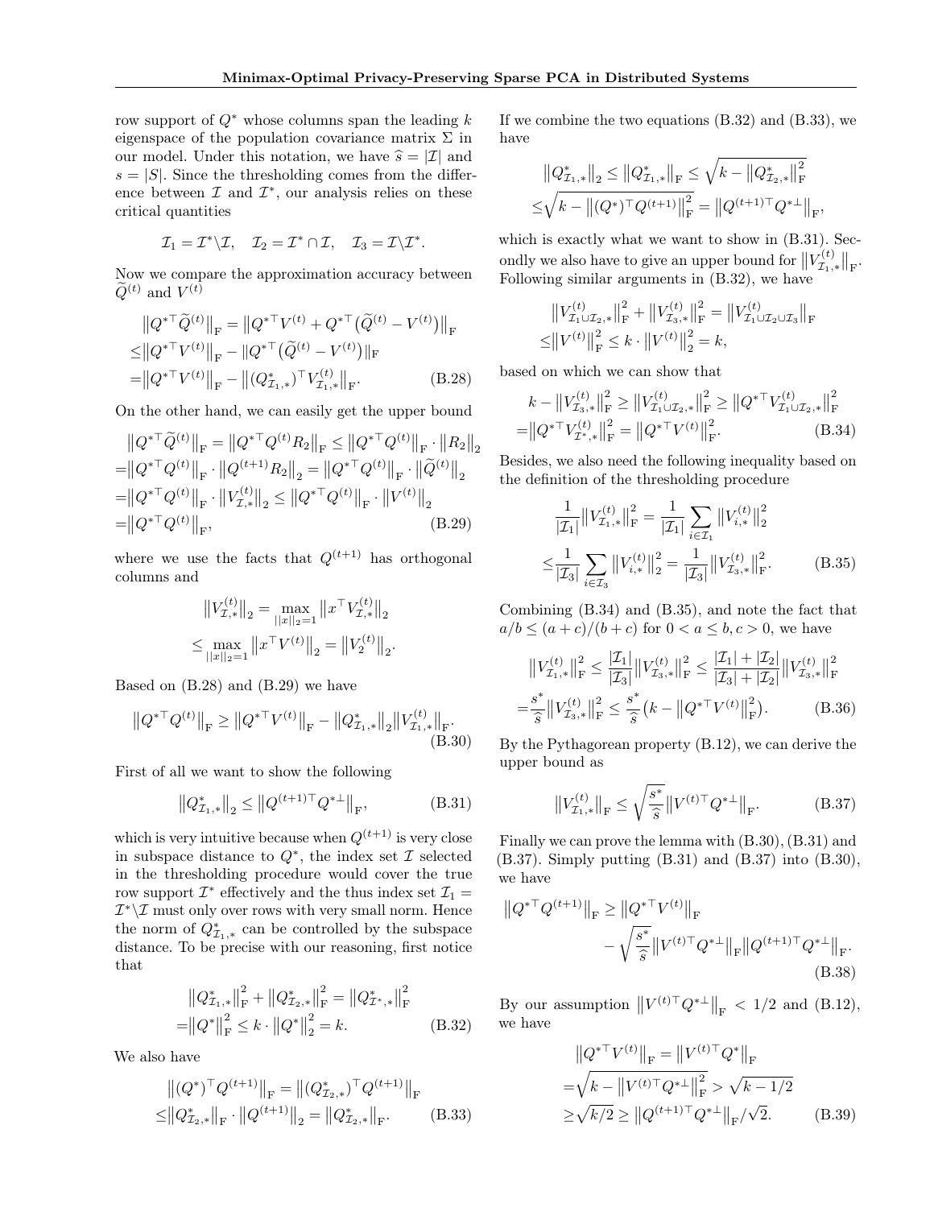row support of $Q^*$ whose columns span the leading $k$ eigenspace of the population covariance matrix $\Sigma$ in our model. Under this notation, we have $\widehat{s} = |\mathcal{I}|$ and $s = |S|$. Since the thresholding comes from the difference between $\mathcal{I}$ and $\mathcal{I}^*$, our analysis relies on these critical quantities

$$\mathcal{I}_1 = \mathcal{I}^* \backslash \mathcal{I}, \quad \mathcal{I}_2 = \mathcal{I}^* \cap \mathcal{I}, \quad \mathcal{I}_3 = \mathcal{I} \backslash \mathcal{I}^*.$$

Now we compare the approximation accuracy between $\widetilde{Q}^{(t)}$ and $V^{(t)}$

$$\begin{aligned}
&\big\|Q^{*\top}\widetilde{Q}^{(t)}\big\|_{\mathrm{F}} = \big\|Q^{*\top}V^{(t)} + Q^{*\top}\big(\widetilde{Q}^{(t)} - V^{(t)}\big)\big\|_{\mathrm{F}} \\
\leq&\big\|Q^{*\top}V^{(t)}\big\|_{\mathrm{F}} - \|Q^{*\top}\big(\widetilde{Q}^{(t)} - V^{(t)}\big)\|_{\mathrm{F}} \\
=&\big\|Q^{*\top}V^{(t)}\big\|_{\mathrm{F}} - \big\|(Q^*_{\mathcal{I}_1,*})^\top V^{(t)}_{\mathcal{I}_1,*}\big\|_{\mathrm{F}}. \qquad (\text{B.28})
\end{aligned}$$

On the other hand, we can easily get the upper bound

$$\begin{aligned}
&\big\|Q^{*\top}\widetilde{Q}^{(t)}\big\|_{\mathrm{F}} = \big\|Q^{*\top}Q^{(t)}R_2\big\|_{\mathrm{F}} \leq \big\|Q^{*\top}Q^{(t)}\big\|_{\mathrm{F}} \cdot \big\|R_2\big\|_2 \\
=&\big\|Q^{*\top}Q^{(t)}\big\|_{\mathrm{F}} \cdot \big\|Q^{(t+1)}R_2\big\|_2 = \big\|Q^{*\top}Q^{(t)}\big\|_{\mathrm{F}} \cdot \big\|\widetilde{Q}^{(t)}\big\|_2 \\
=&\big\|Q^{*\top}Q^{(t)}\big\|_{\mathrm{F}} \cdot \big\|V^{(t)}_{\mathcal{I},*}\big\|_2 \leq \big\|Q^{*\top}Q^{(t)}\big\|_{\mathrm{F}} \cdot \big\|V^{(t)}\big\|_2 \\
=&\big\|Q^{*\top}Q^{(t)}\big\|_{\mathrm{F}}, \qquad (\text{B.29})
\end{aligned}$$

where we use the facts that $Q^{(t+1)}$ has orthogonal columns and

$$\begin{aligned}
\big\|V^{(t)}_{\mathcal{I},*}\big\|_2 &= \max_{||x||_2=1} \big\|x^\top V^{(t)}_{\mathcal{I},*}\big\|_2 \\
&\leq \max_{||x||_2=1} \big\|x^\top V^{(t)}\big\|_2 = \big\|V^{(t)}_2\big\|_2.
\end{aligned}$$

Based on (B.28) and (B.29) we have

$$\big\|Q^{*\top}Q^{(t)}\big\|_{\mathrm{F}} \geq \big\|Q^{*\top}V^{(t)}\big\|_{\mathrm{F}} - \big\|Q^*_{\mathcal{I}_1,*}\big\|_2\big\|V^{(t)}_{\mathcal{I}_1,*}\big\|_{\mathrm{F}}. \qquad (\text{B.30})$$

First of all we want to show the following

$$\big\|Q^*_{\mathcal{I}_1,*}\big\|_2 \leq \big\|Q^{(t+1)\top}Q^{*\perp}\big\|_{\mathrm{F}}, \qquad (\text{B.31})$$

which is very intuitive because when $Q^{(t+1)}$ is very close in subspace distance to $Q^*$, the index set $\mathcal{I}$ selected in the thresholding procedure would cover the true row support $\mathcal{I}^*$ effectively and the thus index set $\mathcal{I}_1 = \mathcal{I}^* \backslash \mathcal{I}$ must only over rows with very small norm. Hence the norm of $Q^*_{\mathcal{I}_1,*}$ can be controlled by the subspace distance. To be precise with our reasoning, first notice that

$$\begin{aligned}
&\big\|Q^*_{\mathcal{I}_1,*}\big\|_{\mathrm{F}}^2 + \big\|Q^*_{\mathcal{I}_2,*}\big\|_{\mathrm{F}}^2 = \big\|Q^*_{\mathcal{I}^*,*}\big\|_{\mathrm{F}}^2 \\
=&\big\|Q^*\big\|_{\mathrm{F}}^2 \leq k \cdot \big\|Q^*\big\|_2^2 = k. \qquad (\text{B.32})
\end{aligned}$$

We also have

$$\begin{aligned}
&\big\|(Q^*)^\top Q^{(t+1)}\big\|_{\mathrm{F}} = \big\|(Q^*_{\mathcal{I}_2,*})^\top Q^{(t+1)}\big\|_{\mathrm{F}} \\
\leq&\big\|Q^*_{\mathcal{I}_2,*}\big\|_{\mathrm{F}} \cdot \big\|Q^{(t+1)}\big\|_2 = \big\|Q^*_{\mathcal{I}_2,*}\big\|_{\mathrm{F}}. \qquad (\text{B.33})
\end{aligned}$$

If we combine the two equations (B.32) and (B.33), we have

$$\begin{aligned}
&\big\|Q^*_{\mathcal{I}_1,*}\big\|_2 \leq \big\|Q^*_{\mathcal{I}_1,*}\big\|_{\mathrm{F}} \leq \sqrt{k - \big\|Q^*_{\mathcal{I}_2,*}\big\|_{\mathrm{F}}^2} \\
\leq&\sqrt{k - \big\|(Q^*)^\top Q^{(t+1)}\big\|_{\mathrm{F}}^2} = \big\|Q^{(t+1)\top}Q^{*\perp}\big\|_{\mathrm{F}},
\end{aligned}$$

which is exactly what we want to show in (B.31). Secondly we also have to give an upper bound for $\big\|V^{(t)}_{\mathcal{I}_1,*}\big\|_{\mathrm{F}}$. Following similar arguments in (B.32), we have

$$\begin{aligned}
&\big\|V^{(t)}_{\mathcal{I}_1\cup\mathcal{I}_2,*}\big\|_{\mathrm{F}}^2 + \big\|V^{(t)}_{\mathcal{I}_3,*}\big\|_{\mathrm{F}}^2 = \big\|V^{(t)}_{\mathcal{I}_1\cup\mathcal{I}_2\cup\mathcal{I}_3}\big\|_{\mathrm{F}} \\
\leq&\big\|V^{(t)}\big\|_{\mathrm{F}}^2 \leq k \cdot \big\|V^{(t)}\big\|_2^2 = k,
\end{aligned}$$

based on which we can show that

$$\begin{aligned}
&k - \big\|V^{(t)}_{\mathcal{I}_3,*}\big\|_{\mathrm{F}}^2 \geq \big\|V^{(t)}_{\mathcal{I}_1\cup\mathcal{I}_2,*}\big\|_{\mathrm{F}}^2 \geq \big\|Q^{*\top}V^{(t)}_{\mathcal{I}_1\cup\mathcal{I}_2,*}\big\|_{\mathrm{F}}^2 \\
=&\big\|Q^{*\top}V^{(t)}_{\mathcal{I}^*,*}\big\|_{\mathrm{F}}^2 = \big\|Q^{*\top}V^{(t)}\big\|_{\mathrm{F}}^2. \qquad (\text{B.34})
\end{aligned}$$

Besides, we also need the following inequality based on the definition of the thresholding procedure

$$\begin{aligned}
&\frac{1}{|\mathcal{I}_1|}\big\|V^{(t)}_{\mathcal{I}_1,*}\big\|_{\mathrm{F}}^2 = \frac{1}{|\mathcal{I}_1|}\sum_{i\in\mathcal{I}_1}\big\|V^{(t)}_{i,*}\big\|_2^2 \\
\leq&\frac{1}{|\mathcal{I}_3|}\sum_{i\in\mathcal{I}_3}\big\|V^{(t)}_{i,*}\big\|_2^2 = \frac{1}{|\mathcal{I}_3|}\big\|V^{(t)}_{\mathcal{I}_3,*}\big\|_{\mathrm{F}}^2. \qquad (\text{B.35})
\end{aligned}$$

Combining (B.34) and (B.35), and note the fact that $a/b \leq (a+c)/(b+c)$ for $0 < a \leq b, c > 0$, we have

$$\begin{aligned}
&\big\|V^{(t)}_{\mathcal{I}_1,*}\big\|_{\mathrm{F}}^2 \leq \frac{|\mathcal{I}_1|}{|\mathcal{I}_3|}\big\|V^{(t)}_{\mathcal{I}_3,*}\big\|_{\mathrm{F}}^2 \leq \frac{|\mathcal{I}_1| + |\mathcal{I}_2|}{|\mathcal{I}_3| + |\mathcal{I}_2|}\big\|V^{(t)}_{\mathcal{I}_3,*}\big\|_{\mathrm{F}}^2 \\
=&\frac{s^*}{\widehat{s}}\big\|V^{(t)}_{\mathcal{I}_3,*}\big\|_{\mathrm{F}}^2 \leq \frac{s^*}{\widehat{s}}\big(k - \big\|Q^{*\top}V^{(t)}\big\|_{\mathrm{F}}^2\big). \qquad (\text{B.36})
\end{aligned}$$

By the Pythagorean property (B.12), we can derive the upper bound as

$$\big\|V^{(t)}_{\mathcal{I}_1,*}\big\|_{\mathrm{F}} \leq \sqrt{\frac{s^*}{\widehat{s}}}\big\|V^{(t)\top}Q^{*\perp}\big\|_{\mathrm{F}}. \qquad (\text{B.37})$$

Finally we can prove the lemma with (B.30), (B.31) and (B.37). Simply putting (B.31) and (B.37) into (B.30), we have

$$\begin{aligned}
\big\|Q^{*\top}Q^{(t+1)}\big\|_{\mathrm{F}} \geq& \big\|Q^{*\top}V^{(t)}\big\|_{\mathrm{F}} \\
&- \sqrt{\frac{s^*}{\widehat{s}}}\big\|V^{(t)\top}Q^{*\perp}\big\|_{\mathrm{F}}\big\|Q^{(t+1)\top}Q^{*\perp}\big\|_{\mathrm{F}}. \qquad (\text{B.38})
\end{aligned}$$

By our assumption $\big\|V^{(t)\top}Q^{*\perp}\big\|_{\mathrm{F}} < 1/2$ and (B.12), we have

$$\begin{aligned}
&\big\|Q^{*\top}V^{(t)}\big\|_{\mathrm{F}} = \big\|V^{(t)\top}Q^*\big\|_{\mathrm{F}} \\
=&\sqrt{k - \big\|V^{(t)\top}Q^{*\perp}\big\|_{\mathrm{F}}^2} > \sqrt{k - 1/2} \\
\geq&\sqrt{k/2} \geq \big\|Q^{(t+1)\top}Q^{*\perp}\big\|_{\mathrm{F}}/\sqrt{2}. \qquad (\text{B.39})
\end{aligned}$$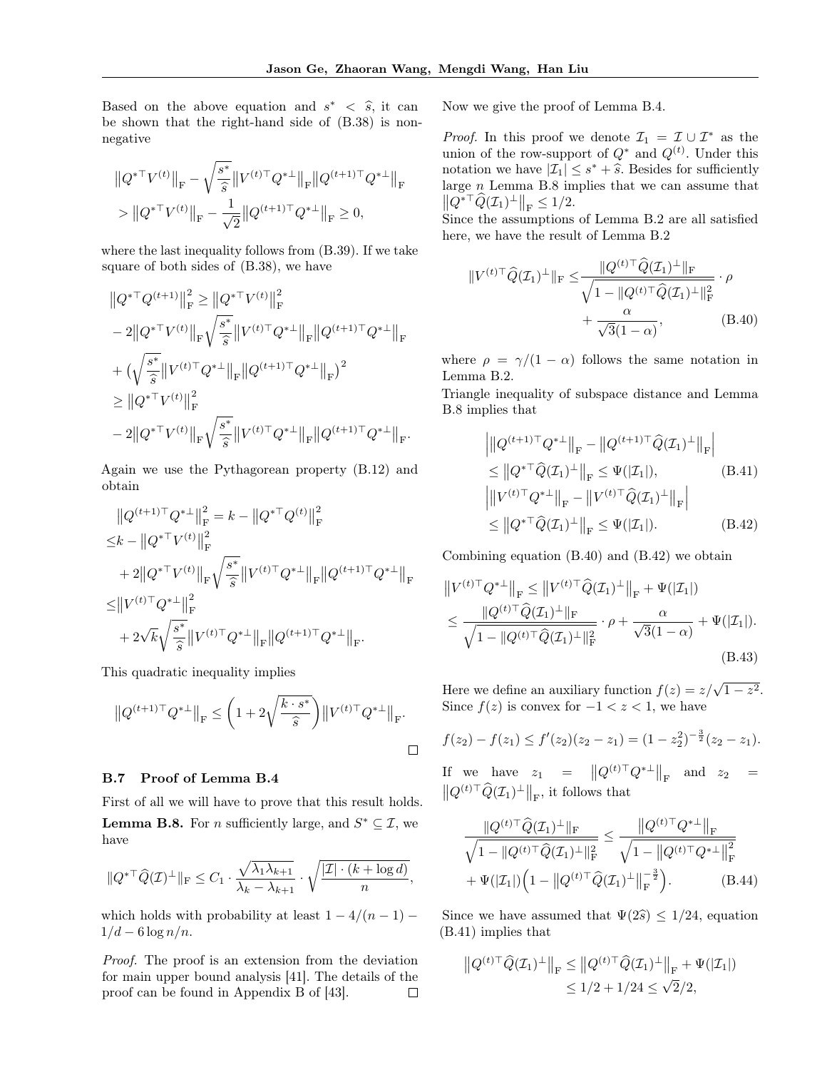Based on the above equation and $s^* < \widehat{s}$, it can be shown that the right-hand side of (B.38) is non-negative

$$
\begin{aligned}
&\big\|Q^{*\top}V^{(t)}\big\|_{\mathrm{F}} - \sqrt{\frac{s^*}{\widehat{s}}}\big\|V^{(t)\top}Q^{*\perp}\big\|_{\mathrm{F}}\big\|Q^{(t+1)\top}Q^{*\perp}\big\|_{\mathrm{F}} \\
&> \big\|Q^{*\top}V^{(t)}\big\|_{\mathrm{F}} - \frac{1}{\sqrt{2}}\big\|Q^{(t+1)\top}Q^{*\perp}\big\|_{\mathrm{F}} \geq 0,
\end{aligned}
$$

where the last inequality follows from (B.39). If we take square of both sides of (B.38), we have

$$
\begin{aligned}
&\big\|Q^{*\top}Q^{(t+1)}\big\|_{\mathrm{F}}^2 \geq \big\|Q^{*\top}V^{(t)}\big\|_{\mathrm{F}}^2 \\
&- 2\big\|Q^{*\top}V^{(t)}\big\|_{\mathrm{F}}\sqrt{\frac{s^*}{\widehat{s}}}\big\|V^{(t)\top}Q^{*\perp}\big\|_{\mathrm{F}}\big\|Q^{(t+1)\top}Q^{*\perp}\big\|_{\mathrm{F}} \\
&+ \Big(\sqrt{\frac{s^*}{\widehat{s}}}\big\|V^{(t)\top}Q^{*\perp}\big\|_{\mathrm{F}}\big\|Q^{(t+1)\top}Q^{*\perp}\big\|_{\mathrm{F}}\Big)^2 \\
&\geq \big\|Q^{*\top}V^{(t)}\big\|_{\mathrm{F}}^2 \\
&- 2\big\|Q^{*\top}V^{(t)}\big\|_{\mathrm{F}}\sqrt{\frac{s^*}{\widehat{s}}}\big\|V^{(t)\top}Q^{*\perp}\big\|_{\mathrm{F}}\big\|Q^{(t+1)\top}Q^{*\perp}\big\|_{\mathrm{F}}.
\end{aligned}
$$

Again we use the Pythagorean property (B.12) and obtain

$$
\begin{aligned}
&\big\|Q^{(t+1)\top}Q^{*\perp}\big\|_{\mathrm{F}}^2 = k - \big\|Q^{*\top}Q^{(t)}\big\|_{\mathrm{F}}^2 \\
\leq & k - \big\|Q^{*\top}V^{(t)}\big\|_{\mathrm{F}}^2 \\
&+ 2\big\|Q^{*\top}V^{(t)}\big\|_{\mathrm{F}}\sqrt{\frac{s^*}{\widehat{s}}}\big\|V^{(t)\top}Q^{*\perp}\big\|_{\mathrm{F}}\big\|Q^{(t+1)\top}Q^{*\perp}\big\|_{\mathrm{F}} \\
\leq & \big\|V^{(t)\top}Q^{*\perp}\big\|_{\mathrm{F}}^2 \\
&+ 2\sqrt{k}\sqrt{\frac{s^*}{\widehat{s}}}\big\|V^{(t)\top}Q^{*\perp}\big\|_{\mathrm{F}}\big\|Q^{(t+1)\top}Q^{*\perp}\big\|_{\mathrm{F}}.
\end{aligned}
$$

This quadratic inequality implies

$$
\big\|Q^{(t+1)\top}Q^{*\perp}\big\|_{\mathrm{F}} \leq \left(1 + 2\sqrt{\frac{k \cdot s^*}{\widehat{s}}}\right)\big\|V^{(t)\top}Q^{*\perp}\big\|_{\mathrm{F}}.
$$

□

### B.7 Proof of Lemma B.4

First of all we will have to prove that this result holds.

**Lemma B.8.** For $n$ sufficiently large, and $S^* \subseteq \mathcal{I}$, we have

$$
\|Q^{*\top}\widehat{Q}(\mathcal{I})^{\perp}\|_{\mathrm{F}} \leq C_1 \cdot \frac{\sqrt{\lambda_1\lambda_{k+1}}}{\lambda_k - \lambda_{k+1}} \cdot \sqrt{\frac{|\mathcal{I}| \cdot (k + \log d)}{n}},
$$

which holds with probability at least $1 - 4/(n-1) - 1/d - 6\log n/n$.

*Proof.* The proof is an extension from the deviation for main upper bound analysis [41]. The details of the proof can be found in Appendix B of [43]. □

Now we give the proof of Lemma B.4.

*Proof.* In this proof we denote $\mathcal{I}_1 = \mathcal{I} \cup \mathcal{I}^*$ as the union of the row-support of $Q^*$ and $Q^{(t)}$. Under this notation we have $|\mathcal{I}_1| \leq s^* + \widehat{s}$. Besides for sufficiently large $n$ Lemma B.8 implies that we can assume that $\big\|Q^{*\top}\widehat{Q}(\mathcal{I}_1)^{\perp}\big\|_{\mathrm{F}} \leq 1/2$.

Since the assumptions of Lemma B.2 are all satisfied here, we have the result of Lemma B.2

$$
\|V^{(t)\top}\widehat{Q}(\mathcal{I}_1)^{\perp}\|_{\mathrm{F}} \leq \frac{\|Q^{(t)\top}\widehat{Q}(\mathcal{I}_1)^{\perp}\|_{\mathrm{F}}}{\sqrt{1 - \|Q^{(t)\top}\widehat{Q}(\mathcal{I}_1)^{\perp}\|_{\mathrm{F}}^2}} \cdot \rho + \frac{\alpha}{\sqrt{3}(1-\alpha)}, \tag{B.40}
$$

where $\rho = \gamma/(1-\alpha)$ follows the same notation in Lemma B.2.

Triangle inequality of subspace distance and Lemma B.8 implies that

$$
\begin{aligned}
&\Big|\big\|Q^{(t+1)\top}Q^{*\perp}\big\|_{\mathrm{F}} - \big\|Q^{(t+1)\top}\widehat{Q}(\mathcal{I}_1)^{\perp}\big\|_{\mathrm{F}}\Big| \\
&\leq \big\|Q^{*\top}\widehat{Q}(\mathcal{I}_1)^{\perp}\big\|_{\mathrm{F}} \leq \Psi(|\mathcal{I}_1|), \qquad \text{(B.41)} \\
&\Big|\big\|V^{(t)\top}Q^{*\perp}\big\|_{\mathrm{F}} - \big\|V^{(t)\top}\widehat{Q}(\mathcal{I}_1)^{\perp}\big\|_{\mathrm{F}}\Big| \\
&\leq \big\|Q^{*\top}\widehat{Q}(\mathcal{I}_1)^{\perp}\big\|_{\mathrm{F}} \leq \Psi(|\mathcal{I}_1|). \qquad \text{(B.42)}
\end{aligned}
$$

Combining equation (B.40) and (B.42) we obtain

$$
\begin{aligned}
&\big\|V^{(t)\top}Q^{*\perp}\big\|_{\mathrm{F}} \leq \big\|V^{(t)\top}\widehat{Q}(\mathcal{I}_1)^{\perp}\big\|_{\mathrm{F}} + \Psi(|\mathcal{I}_1|) \\
&\leq \frac{\|Q^{(t)\top}\widehat{Q}(\mathcal{I}_1)^{\perp}\|_{\mathrm{F}}}{\sqrt{1 - \|Q^{(t)\top}\widehat{Q}(\mathcal{I}_1)^{\perp}\|_{\mathrm{F}}^2}} \cdot \rho + \frac{\alpha}{\sqrt{3}(1-\alpha)} + \Psi(|\mathcal{I}_1|).
\end{aligned} \tag{B.43}
$$

Here we define an auxiliary function $f(z) = z/\sqrt{1-z^2}$. Since $f(z)$ is convex for $-1 < z < 1$, we have

$$
f(z_2) - f(z_1) \leq f'(z_2)(z_2 - z_1) = (1 - z_2^2)^{-\frac{3}{2}}(z_2 - z_1).
$$

If we have $z_1 = \big\|Q^{(t)\top}Q^{*\perp}\big\|_{\mathrm{F}}$ and $z_2 = \big\|Q^{(t)\top}\widehat{Q}(\mathcal{I}_1)^{\perp}\big\|_{\mathrm{F}}$, it follows that

$$
\begin{aligned}
\frac{\|Q^{(t)\top}\widehat{Q}(\mathcal{I}_1)^{\perp}\|_{\mathrm{F}}}{\sqrt{1 - \|Q^{(t)\top}\widehat{Q}(\mathcal{I}_1)^{\perp}\|_{\mathrm{F}}^2}} &\leq \frac{\big\|Q^{(t)\top}Q^{*\perp}\big\|_{\mathrm{F}}}{\sqrt{1 - \big\|Q^{(t)\top}Q^{*\perp}\big\|_{\mathrm{F}}^2}} \\
&+ \Psi(|\mathcal{I}_1|)\Big(1 - \big\|Q^{(t)\top}\widehat{Q}(\mathcal{I}_1)^{\perp}\big\|_{\mathrm{F}}^{-\frac{3}{2}}\Big).
\end{aligned} \tag{B.44}
$$

Since we have assumed that $\Psi(2\widehat{s}) \leq 1/24$, equation (B.41) implies that

$$
\begin{aligned}
\big\|Q^{(t)\top}\widehat{Q}(\mathcal{I}_1)^{\perp}\big\|_{\mathrm{F}} &\leq \big\|Q^{(t)\top}\widehat{Q}(\mathcal{I}_1)^{\perp}\big\|_{\mathrm{F}} + \Psi(|\mathcal{I}_1|) \\
&\leq 1/2 + 1/24 \leq \sqrt{2}/2,
\end{aligned}
$$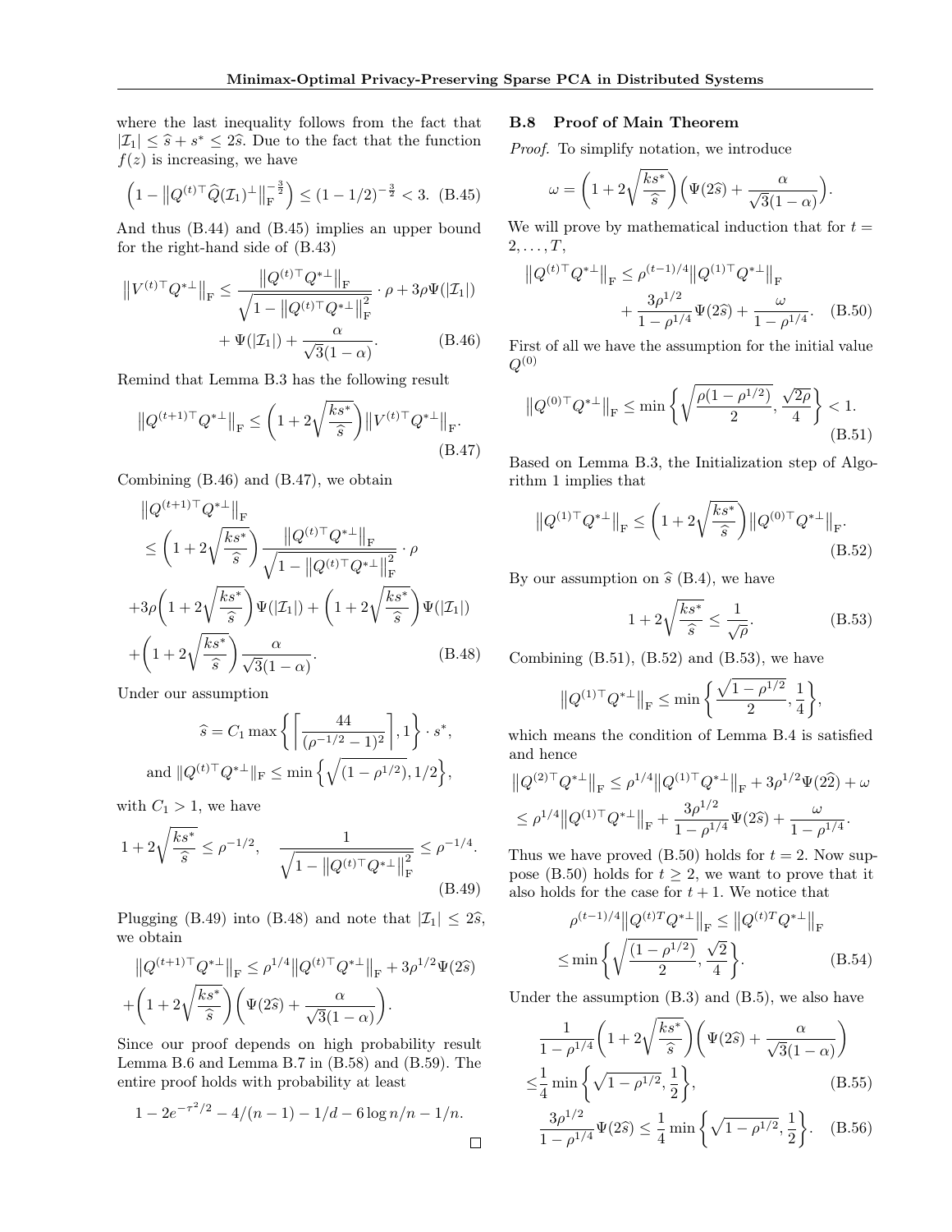where the last inequality follows from the fact that $|\mathcal{I}_1| \le \widehat{s} + s^* \le 2\widehat{s}$. Due to the fact that the function $f(z)$ is increasing, we have

$$\Big(1 - \big\|Q^{(t)\top}\widehat{Q}(\mathcal{I}_1)^{\perp}\big\|_{\mathrm{F}}^{-\frac{3}{2}}\Big) \le (1 - 1/2)^{-\frac{3}{2}} < 3. \quad \text{(B.45)}$$

And thus (B.44) and (B.45) implies an upper bound for the right-hand side of (B.43)

$$\big\|V^{(t)\top}Q^{*\perp}\big\|_{\mathrm{F}} \le \frac{\big\|Q^{(t)\top}Q^{*\perp}\big\|_{\mathrm{F}}}{\sqrt{1 - \big\|Q^{(t)\top}Q^{*\perp}\big\|_{\mathrm{F}}^2}} \cdot \rho + 3\rho\Psi(|\mathcal{I}_1|) + \Psi(|\mathcal{I}_1|) + \frac{\alpha}{\sqrt{3}(1-\alpha)}. \quad \text{(B.46)}$$

Remind that Lemma B.3 has the following result

$$\big\|Q^{(t+1)\top}Q^{*\perp}\big\|_{\mathrm{F}} \le \left(1 + 2\sqrt{\frac{ks^*}{\widehat{s}}}\right)\big\|V^{(t)\top}Q^{*\perp}\big\|_{\mathrm{F}}. \quad \text{(B.47)}$$

Combining (B.46) and (B.47), we obtain

$$\begin{aligned}
&\big\|Q^{(t+1)\top}Q^{*\perp}\big\|_{\mathrm{F}} \\
&\le \left(1 + 2\sqrt{\frac{ks^*}{\widehat{s}}}\right)\frac{\big\|Q^{(t)\top}Q^{*\perp}\big\|_{\mathrm{F}}}{\sqrt{1 - \big\|Q^{(t)\top}Q^{*\perp}\big\|_{\mathrm{F}}^2}} \cdot \rho \\
&+3\rho\left(1 + 2\sqrt{\frac{ks^*}{\widehat{s}}}\right)\Psi(|\mathcal{I}_1|) + \left(1 + 2\sqrt{\frac{ks^*}{\widehat{s}}}\right)\Psi(|\mathcal{I}_1|) \\
&+\left(1 + 2\sqrt{\frac{ks^*}{\widehat{s}}}\right)\frac{\alpha}{\sqrt{3}(1-\alpha)}. \qquad \text{(B.48)}
\end{aligned}$$

Under our assumption

$$\widehat{s} = C_1 \max\left\{\left\lceil \frac{44}{(\rho^{-1/2} - 1)^2}\right\rceil, 1\right\} \cdot s^*,$$

$$\text{and } \|Q^{(t)\top}Q^{*\perp}\|_{\mathrm{F}} \le \min\left\{\sqrt{(1 - \rho^{1/2})}, 1/2\right\},$$

with $C_1 > 1$, we have

$$1 + 2\sqrt{\frac{ks^*}{\widehat{s}}} \le \rho^{-1/2}, \quad \frac{1}{\sqrt{1 - \big\|Q^{(t)\top}Q^{*\perp}\big\|_{\mathrm{F}}^2}} \le \rho^{-1/4}. \quad \text{(B.49)}$$

Plugging (B.49) into (B.48) and note that $|\mathcal{I}_1| \le 2\widehat{s}$, we obtain

$$\big\|Q^{(t+1)\top}Q^{*\perp}\big\|_{\mathrm{F}} \le \rho^{1/4}\big\|Q^{(t)\top}Q^{*\perp}\big\|_{\mathrm{F}} + 3\rho^{1/2}\Psi(2\widehat{s}) + \left(1 + 2\sqrt{\frac{ks^*}{\widehat{s}}}\right)\left(\Psi(2\widehat{s}) + \frac{\alpha}{\sqrt{3}(1-\alpha)}\right).$$

Since our proof depends on high probability result Lemma B.6 and Lemma B.7 in (B.58) and (B.59). The entire proof holds with probability at least

$$1 - 2e^{-\tau^2/2} - 4/(n-1) - 1/d - 6\log n/n - 1/n.$$

□

### B.8 Proof of Main Theorem

*Proof.* To simplify notation, we introduce

$$\omega = \left(1 + 2\sqrt{\frac{ks^*}{\widehat{s}}}\right)\left(\Psi(2\widehat{s}) + \frac{\alpha}{\sqrt{3}(1-\alpha)}\right).$$

We will prove by mathematical induction that for $t = 2, \ldots, T$,

$$\big\|Q^{(t)\top}Q^{*\perp}\big\|_{\mathrm{F}} \le \rho^{(t-1)/4}\big\|Q^{(1)\top}Q^{*\perp}\big\|_{\mathrm{F}} + \frac{3\rho^{1/2}}{1 - \rho^{1/4}}\Psi(2\widehat{s}) + \frac{\omega}{1 - \rho^{1/4}}. \quad \text{(B.50)}$$

First of all we have the assumption for the initial value $Q^{(0)}$

$$\big\|Q^{(0)\top}Q^{*\perp}\big\|_{\mathrm{F}} \le \min\left\{\sqrt{\frac{\rho(1 - \rho^{1/2})}{2}}, \frac{\sqrt{2}\rho}{4}\right\} < 1. \quad \text{(B.51)}$$

Based on Lemma B.3, the Initialization step of Algorithm 1 implies that

$$\big\|Q^{(1)\top}Q^{*\perp}\big\|_{\mathrm{F}} \le \left(1 + 2\sqrt{\frac{ks^*}{\widehat{s}}}\right)\big\|Q^{(0)\top}Q^{*\perp}\big\|_{\mathrm{F}}. \quad \text{(B.52)}$$

By our assumption on $\widehat{s}$ (B.4), we have

$$1 + 2\sqrt{\frac{ks^*}{\widehat{s}}} \le \frac{1}{\sqrt{\rho}}. \quad \text{(B.53)}$$

Combining (B.51), (B.52) and (B.53), we have

$$\big\|Q^{(1)\top}Q^{*\perp}\big\|_{\mathrm{F}} \le \min\left\{\frac{\sqrt{1 - \rho^{1/2}}}{2}, \frac{1}{4}\right\},$$

which means the condition of Lemma B.4 is satisfied and hence

$$\begin{aligned}
&\big\|Q^{(2)\top}Q^{*\perp}\big\|_{\mathrm{F}} \le \rho^{1/4}\big\|Q^{(1)\top}Q^{*\perp}\big\|_{\mathrm{F}} + 3\rho^{1/2}\Psi(2\widehat{2}) + \omega \\
&\le \rho^{1/4}\big\|Q^{(1)\top}Q^{*\perp}\big\|_{\mathrm{F}} + \frac{3\rho^{1/2}}{1 - \rho^{1/4}}\Psi(2\widehat{s}) + \frac{\omega}{1 - \rho^{1/4}}.
\end{aligned}$$

Thus we have proved (B.50) holds for $t = 2$. Now suppose (B.50) holds for $t \ge 2$, we want to prove that it also holds for the case for $t + 1$. We notice that

$$\begin{aligned}
&\rho^{(t-1)/4}\big\|Q^{(t)T}Q^{*\perp}\big\|_{\mathrm{F}} \le \big\|Q^{(t)T}Q^{*\perp}\big\|_{\mathrm{F}} \\
&\le \min\left\{\sqrt{\frac{(1 - \rho^{1/2})}{2}}, \frac{\sqrt{2}}{4}\right\}. \qquad \text{(B.54)}
\end{aligned}$$

Under the assumption (B.3) and (B.5), we also have

$$\begin{aligned}
&\frac{1}{1 - \rho^{1/4}}\left(1 + 2\sqrt{\frac{ks^*}{\widehat{s}}}\right)\left(\Psi(2\widehat{s}) + \frac{\alpha}{\sqrt{3}(1-\alpha)}\right) \\
&\le \frac{1}{4}\min\left\{\sqrt{1 - \rho^{1/2}}, \frac{1}{2}\right\}, \qquad \text{(B.55)}
\end{aligned}$$

$$\frac{3\rho^{1/2}}{1 - \rho^{1/4}}\Psi(2\widehat{s}) \le \frac{1}{4}\min\left\{\sqrt{1 - \rho^{1/2}}, \frac{1}{2}\right\}. \quad \text{(B.56)}$$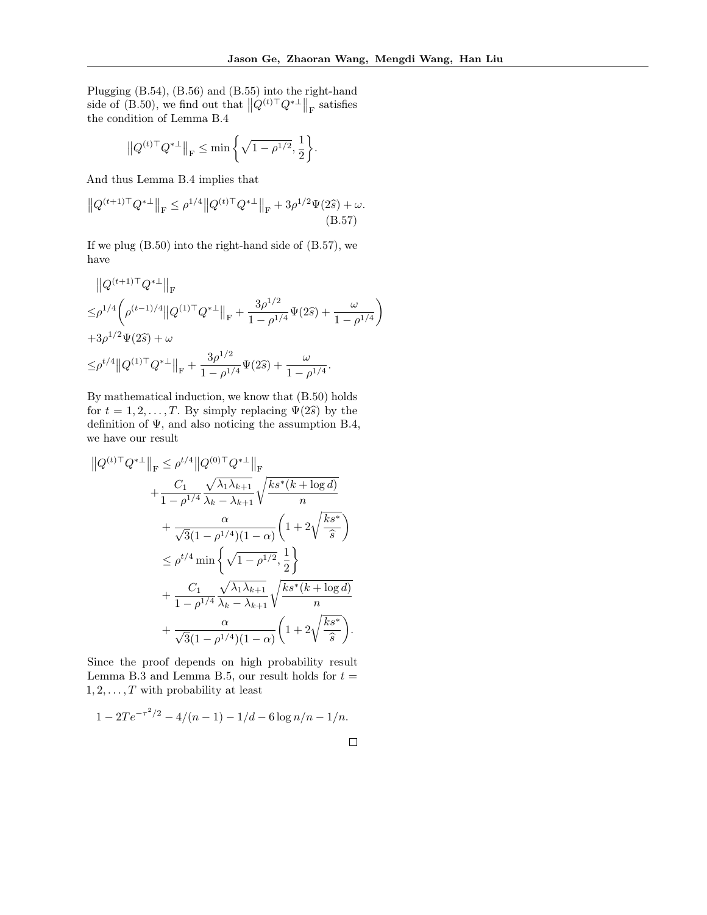Plugging (B.54), (B.56) and (B.55) into the right-hand side of (B.50), we find out that $\|Q^{(t)\top} Q^{*\perp}\|_{\mathrm{F}}$ satisfies the condition of Lemma B.4

$$
\|Q^{(t)\top} Q^{*\perp}\|_{\mathrm{F}} \leq \min\left\{\sqrt{1-\rho^{1/2}}, \frac{1}{2}\right\}.
$$

And thus Lemma B.4 implies that

$$
\|Q^{(t+1)\top} Q^{*\perp}\|_{\mathrm{F}} \leq \rho^{1/4}\|Q^{(t)\top} Q^{*\perp}\|_{\mathrm{F}} + 3\rho^{1/2}\Psi(2\widehat{s}) + \omega. \tag{B.57}
$$

If we plug (B.50) into the right-hand side of (B.57), we have

$$
\begin{aligned}
&\|Q^{(t+1)\top} Q^{*\perp}\|_{\mathrm{F}} \\
\leq& \rho^{1/4}\left(\rho^{(t-1)/4}\|Q^{(1)\top} Q^{*\perp}\|_{\mathrm{F}} + \frac{3\rho^{1/2}}{1-\rho^{1/4}}\Psi(2\widehat{s}) + \frac{\omega}{1-\rho^{1/4}}\right) \\
&+ 3\rho^{1/2}\Psi(2\widehat{s}) + \omega \\
\leq& \rho^{t/4}\|Q^{(1)\top} Q^{*\perp}\|_{\mathrm{F}} + \frac{3\rho^{1/2}}{1-\rho^{1/4}}\Psi(2\widehat{s}) + \frac{\omega}{1-\rho^{1/4}}.
\end{aligned}
$$

By mathematical induction, we know that (B.50) holds for $t = 1, 2, \ldots, T$. By simply replacing $\Psi(2\widehat{s})$ by the definition of $\Psi$, and also noticing the assumption B.4, we have our result

$$
\begin{aligned}
\|Q^{(t)\top} Q^{*\perp}\|_{\mathrm{F}} \leq& \rho^{t/4}\|Q^{(0)\top} Q^{*\perp}\|_{\mathrm{F}} \\
&+ \frac{C_1}{1-\rho^{1/4}} \frac{\sqrt{\lambda_1 \lambda_{k+1}}}{\lambda_k - \lambda_{k+1}} \sqrt{\frac{ks^*(k+\log d)}{n}} \\
&+ \frac{\alpha}{\sqrt{3}(1-\rho^{1/4})(1-\alpha)}\left(1 + 2\sqrt{\frac{ks^*}{\widehat{s}}}\right) \\
\leq& \rho^{t/4}\min\left\{\sqrt{1-\rho^{1/2}}, \frac{1}{2}\right\} \\
&+ \frac{C_1}{1-\rho^{1/4}} \frac{\sqrt{\lambda_1 \lambda_{k+1}}}{\lambda_k - \lambda_{k+1}} \sqrt{\frac{ks^*(k+\log d)}{n}} \\
&+ \frac{\alpha}{\sqrt{3}(1-\rho^{1/4})(1-\alpha)}\left(1 + 2\sqrt{\frac{ks^*}{\widehat{s}}}\right).
\end{aligned}
$$

Since the proof depends on high probability result Lemma B.3 and Lemma B.5, our result holds for $t = 1, 2, \ldots, T$ with probability at least

$$
1 - 2Te^{-\tau^2/2} - 4/(n-1) - 1/d - 6\log n/n - 1/n.
$$

□